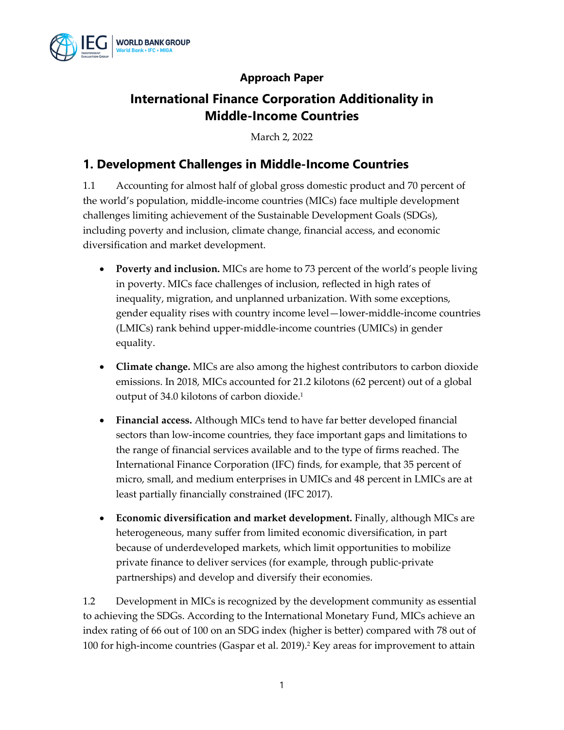Approach Paper

# International Finance Corporation Additionality in Middle-Income Countries

March 2, 2022

## 1. Development Challenges in Middle-Income Countries

1.1 Accounting for almost half of global gross domestic product and 70 percent of the world's population, middle-income countries (MICs) face multiple development challenges limiting achievement of the Sustainable Development Goals (SDGs), including poverty and inclusion, climate change, financial access, and economic diversification and market development.

- **Poverty and inclusion.** MICs are home to 73 percent of the world's people living in poverty. MICs face challenges of inclusion, reflected in high rates of inequality, migration, and unplanned urbanization. With some exceptions, gender equality rises with country income level—lower-middle-income countries (LMICs) rank behind upper-middle-income countries (UMICs) in gender equality.

- **Climate change.** MICs are also among the highest contributors to carbon dioxide emissions. In 2018, MICs accounted for 21.2 kilotons (62 percent) out of a global output of 34.0 kilotons of carbon dioxide.[1]

- **Financial access.** Although MICs tend to have far better developed financial sectors than low-income countries, they face important gaps and limitations to the range of financial services available and to the type of firms reached. The International Finance Corporation (IFC) finds, for example, that 35 percent of micro, small, and medium enterprises in UMICs and 48 percent in LMICs are at least partially financially constrained (IFC 2017).

- **Economic diversification and market development.** Finally, although MICs are heterogeneous, many suffer from limited economic diversification, in part because of underdeveloped markets, which limit opportunities to mobilize private finance to deliver services (for example, through public-private partnerships) and develop and diversify their economies.

1.2 Development in MICs is recognized by the development community as essential to achieving the SDGs. According to the International Monetary Fund, MICs achieve an index rating of 66 out of 100 on an SDG index (higher is better) compared with 78 out of 100 for high-income countries (Gaspar et al. 2019).[2] Key areas for improvement to attain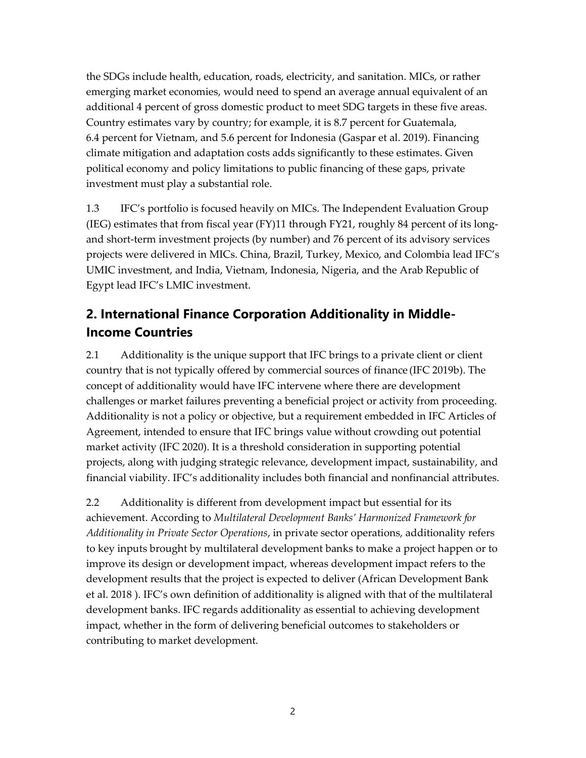the SDGs include health, education, roads, electricity, and sanitation. MICs, or rather emerging market economies, would need to spend an average annual equivalent of an additional 4 percent of gross domestic product to meet SDG targets in these five areas. Country estimates vary by country; for example, it is 8.7 percent for Guatemala, 6.4 percent for Vietnam, and 5.6 percent for Indonesia (Gaspar et al. 2019). Financing climate mitigation and adaptation costs adds significantly to these estimates. Given political economy and policy limitations to public financing of these gaps, private investment must play a substantial role.

1.3 IFC's portfolio is focused heavily on MICs. The Independent Evaluation Group (IEG) estimates that from fiscal year (FY)11 through FY21, roughly 84 percent of its long- and short-term investment projects (by number) and 76 percent of its advisory services projects were delivered in MICs. China, Brazil, Turkey, Mexico, and Colombia lead IFC's UMIC investment, and India, Vietnam, Indonesia, Nigeria, and the Arab Republic of Egypt lead IFC's LMIC investment.

## 2. International Finance Corporation Additionality in Middle-Income Countries

2.1 Additionality is the unique support that IFC brings to a private client or client country that is not typically offered by commercial sources of finance (IFC 2019b). The concept of additionality would have IFC intervene where there are development challenges or market failures preventing a beneficial project or activity from proceeding. Additionality is not a policy or objective, but a requirement embedded in IFC Articles of Agreement, intended to ensure that IFC brings value without crowding out potential market activity (IFC 2020). It is a threshold consideration in supporting potential projects, along with judging strategic relevance, development impact, sustainability, and financial viability. IFC's additionality includes both financial and nonfinancial attributes.

2.2 Additionality is different from development impact but essential for its achievement. According to *Multilateral Development Banks' Harmonized Framework for Additionality in Private Sector Operations*, in private sector operations, additionality refers to key inputs brought by multilateral development banks to make a project happen or to improve its design or development impact, whereas development impact refers to the development results that the project is expected to deliver (African Development Bank et al. 2018 ). IFC's own definition of additionality is aligned with that of the multilateral development banks. IFC regards additionality as essential to achieving development impact, whether in the form of delivering beneficial outcomes to stakeholders or contributing to market development.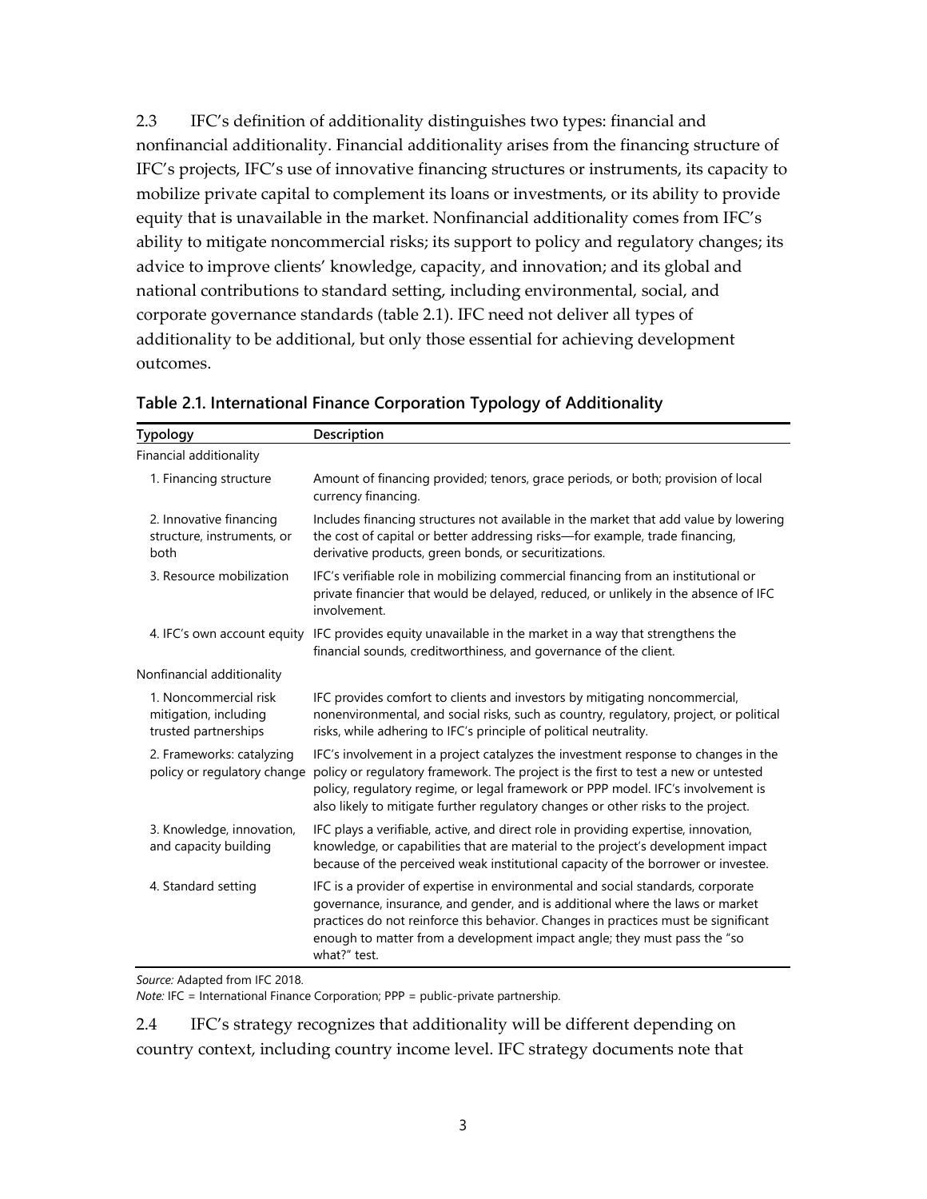2.3 IFC's definition of additionality distinguishes two types: financial and nonfinancial additionality. Financial additionality arises from the financing structure of IFC's projects, IFC's use of innovative financing structures or instruments, its capacity to mobilize private capital to complement its loans or investments, or its ability to provide equity that is unavailable in the market. Nonfinancial additionality comes from IFC's ability to mitigate noncommercial risks; its support to policy and regulatory changes; its advice to improve clients' knowledge, capacity, and innovation; and its global and national contributions to standard setting, including environmental, social, and corporate governance standards (table 2.1). IFC need not deliver all types of additionality to be additional, but only those essential for achieving development outcomes.

**Table 2.1. International Finance Corporation Typology of Additionality**

| Typology | Description |
|---|---|
| Financial additionality | |
| 1. Financing structure | Amount of financing provided; tenors, grace periods, or both; provision of local currency financing. |
| 2. Innovative financing structure, instruments, or both | Includes financing structures not available in the market that add value by lowering the cost of capital or better addressing risks—for example, trade financing, derivative products, green bonds, or securitizations. |
| 3. Resource mobilization | IFC's verifiable role in mobilizing commercial financing from an institutional or private financier that would be delayed, reduced, or unlikely in the absence of IFC involvement. |
| 4. IFC's own account equity | IFC provides equity unavailable in the market in a way that strengthens the financial sounds, creditworthiness, and governance of the client. |
| Nonfinancial additionality | |
| 1. Noncommercial risk mitigation, including trusted partnerships | IFC provides comfort to clients and investors by mitigating noncommercial, nonenvironmental, and social risks, such as country, regulatory, project, or political risks, while adhering to IFC's principle of political neutrality. |
| 2. Frameworks: catalyzing policy or regulatory change | IFC's involvement in a project catalyzes the investment response to changes in the policy or regulatory framework. The project is the first to test a new or untested policy, regulatory regime, or legal framework or PPP model. IFC's involvement is also likely to mitigate further regulatory changes or other risks to the project. |
| 3. Knowledge, innovation, and capacity building | IFC plays a verifiable, active, and direct role in providing expertise, innovation, knowledge, or capabilities that are material to the project's development impact because of the perceived weak institutional capacity of the borrower or investee. |
| 4. Standard setting | IFC is a provider of expertise in environmental and social standards, corporate governance, insurance, and gender, and is additional where the laws or market practices do not reinforce this behavior. Changes in practices must be significant enough to matter from a development impact angle; they must pass the "so what?" test. |

*Source:* Adapted from IFC 2018.
*Note:* IFC = International Finance Corporation; PPP = public-private partnership.

2.4 IFC's strategy recognizes that additionality will be different depending on country context, including country income level. IFC strategy documents note that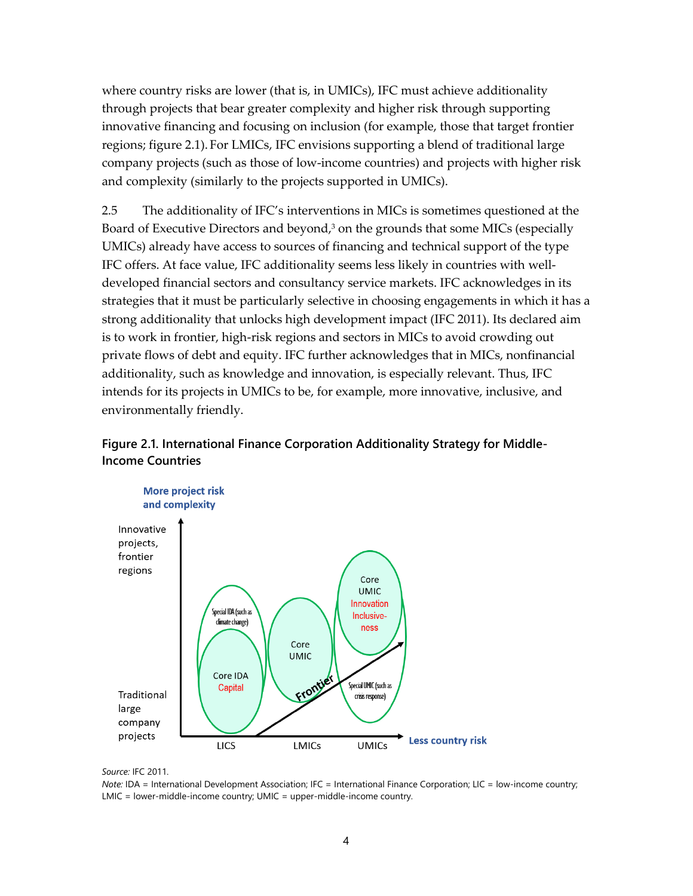where country risks are lower (that is, in UMICs), IFC must achieve additionality through projects that bear greater complexity and higher risk through supporting innovative financing and focusing on inclusion (for example, those that target frontier regions; figure 2.1). For LMICs, IFC envisions supporting a blend of traditional large company projects (such as those of low-income countries) and projects with higher risk and complexity (similarly to the projects supported in UMICs).

2.5 The additionality of IFC's interventions in MICs is sometimes questioned at the Board of Executive Directors and beyond,[3] on the grounds that some MICs (especially UMICs) already have access to sources of financing and technical support of the type IFC offers. At face value, IFC additionality seems less likely in countries with well-developed financial sectors and consultancy service markets. IFC acknowledges in its strategies that it must be particularly selective in choosing engagements in which it has a strong additionality that unlocks high development impact (IFC 2011). Its declared aim is to work in frontier, high-risk regions and sectors in MICs to avoid crowding out private flows of debt and equity. IFC further acknowledges that in MICs, nonfinancial additionality, such as knowledge and innovation, is especially relevant. Thus, IFC intends for its projects in UMICs to be, for example, more innovative, inclusive, and environmentally friendly.

**Figure 2.1. International Finance Corporation Additionality Strategy for Middle-Income Countries**

More project risk and complexity

Innovative projects, frontier regions

Traditional large company projects

Special IDA (such as climate change)

Core IDA
Capital

Core UMIC

Frontier

Core UMIC
Innovation
Inclusive-ness

Special UMIC (such as crisis response)

LICS LMICs UMICs

Less country risk

*Source:* IFC 2011.
*Note:* IDA = International Development Association; IFC = International Finance Corporation; LIC = low-income country; LMIC = lower-middle-income country; UMIC = upper-middle-income country.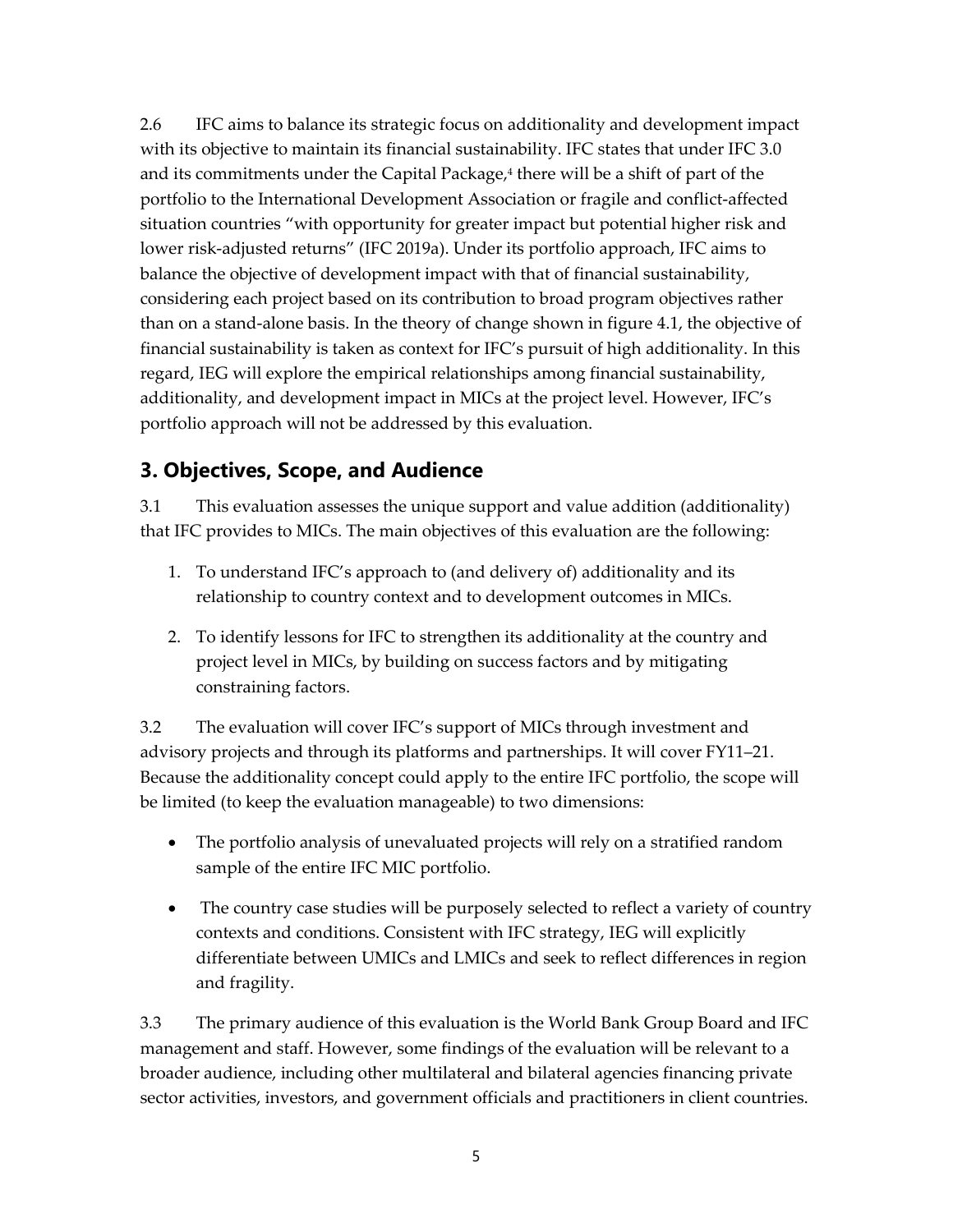2.6 IFC aims to balance its strategic focus on additionality and development impact with its objective to maintain its financial sustainability. IFC states that under IFC 3.0 and its commitments under the Capital Package,[4] there will be a shift of part of the portfolio to the International Development Association or fragile and conflict-affected situation countries "with opportunity for greater impact but potential higher risk and lower risk-adjusted returns" (IFC 2019a). Under its portfolio approach, IFC aims to balance the objective of development impact with that of financial sustainability, considering each project based on its contribution to broad program objectives rather than on a stand-alone basis. In the theory of change shown in figure 4.1, the objective of financial sustainability is taken as context for IFC's pursuit of high additionality. In this regard, IEG will explore the empirical relationships among financial sustainability, additionality, and development impact in MICs at the project level. However, IFC's portfolio approach will not be addressed by this evaluation.

## 3. Objectives, Scope, and Audience

3.1 This evaluation assesses the unique support and value addition (additionality) that IFC provides to MICs. The main objectives of this evaluation are the following:

1. To understand IFC's approach to (and delivery of) additionality and its relationship to country context and to development outcomes in MICs.
2. To identify lessons for IFC to strengthen its additionality at the country and project level in MICs, by building on success factors and by mitigating constraining factors.

3.2 The evaluation will cover IFC's support of MICs through investment and advisory projects and through its platforms and partnerships. It will cover FY11–21. Because the additionality concept could apply to the entire IFC portfolio, the scope will be limited (to keep the evaluation manageable) to two dimensions:

- The portfolio analysis of unevaluated projects will rely on a stratified random sample of the entire IFC MIC portfolio.
- The country case studies will be purposely selected to reflect a variety of country contexts and conditions. Consistent with IFC strategy, IEG will explicitly differentiate between UMICs and LMICs and seek to reflect differences in region and fragility.

3.3 The primary audience of this evaluation is the World Bank Group Board and IFC management and staff. However, some findings of the evaluation will be relevant to a broader audience, including other multilateral and bilateral agencies financing private sector activities, investors, and government officials and practitioners in client countries.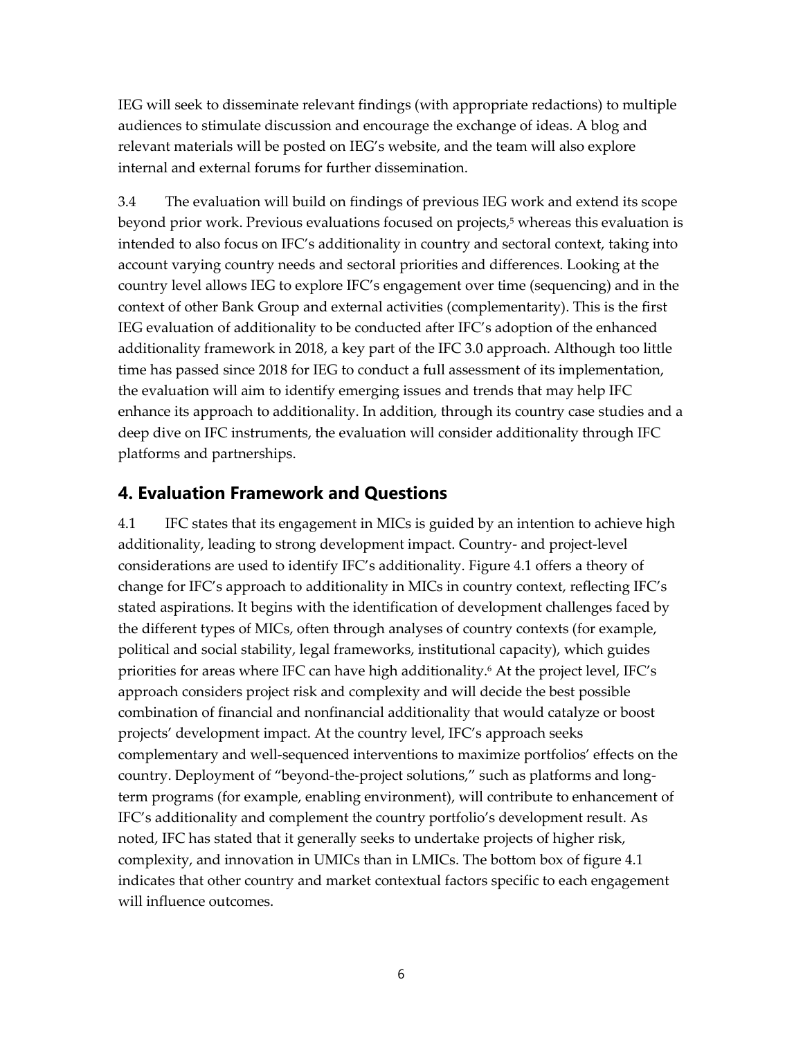IEG will seek to disseminate relevant findings (with appropriate redactions) to multiple audiences to stimulate discussion and encourage the exchange of ideas. A blog and relevant materials will be posted on IEG's website, and the team will also explore internal and external forums for further dissemination.

3.4 The evaluation will build on findings of previous IEG work and extend its scope beyond prior work. Previous evaluations focused on projects,[5] whereas this evaluation is intended to also focus on IFC's additionality in country and sectoral context, taking into account varying country needs and sectoral priorities and differences. Looking at the country level allows IEG to explore IFC's engagement over time (sequencing) and in the context of other Bank Group and external activities (complementarity). This is the first IEG evaluation of additionality to be conducted after IFC's adoption of the enhanced additionality framework in 2018, a key part of the IFC 3.0 approach. Although too little time has passed since 2018 for IEG to conduct a full assessment of its implementation, the evaluation will aim to identify emerging issues and trends that may help IFC enhance its approach to additionality. In addition, through its country case studies and a deep dive on IFC instruments, the evaluation will consider additionality through IFC platforms and partnerships.

## 4. Evaluation Framework and Questions

4.1 IFC states that its engagement in MICs is guided by an intention to achieve high additionality, leading to strong development impact. Country- and project-level considerations are used to identify IFC's additionality. Figure 4.1 offers a theory of change for IFC's approach to additionality in MICs in country context, reflecting IFC's stated aspirations. It begins with the identification of development challenges faced by the different types of MICs, often through analyses of country contexts (for example, political and social stability, legal frameworks, institutional capacity), which guides priorities for areas where IFC can have high additionality.[6] At the project level, IFC's approach considers project risk and complexity and will decide the best possible combination of financial and nonfinancial additionality that would catalyze or boost projects' development impact. At the country level, IFC's approach seeks complementary and well-sequenced interventions to maximize portfolios' effects on the country. Deployment of "beyond-the-project solutions," such as platforms and long-term programs (for example, enabling environment), will contribute to enhancement of IFC's additionality and complement the country portfolio's development result. As noted, IFC has stated that it generally seeks to undertake projects of higher risk, complexity, and innovation in UMICs than in LMICs. The bottom box of figure 4.1 indicates that other country and market contextual factors specific to each engagement will influence outcomes.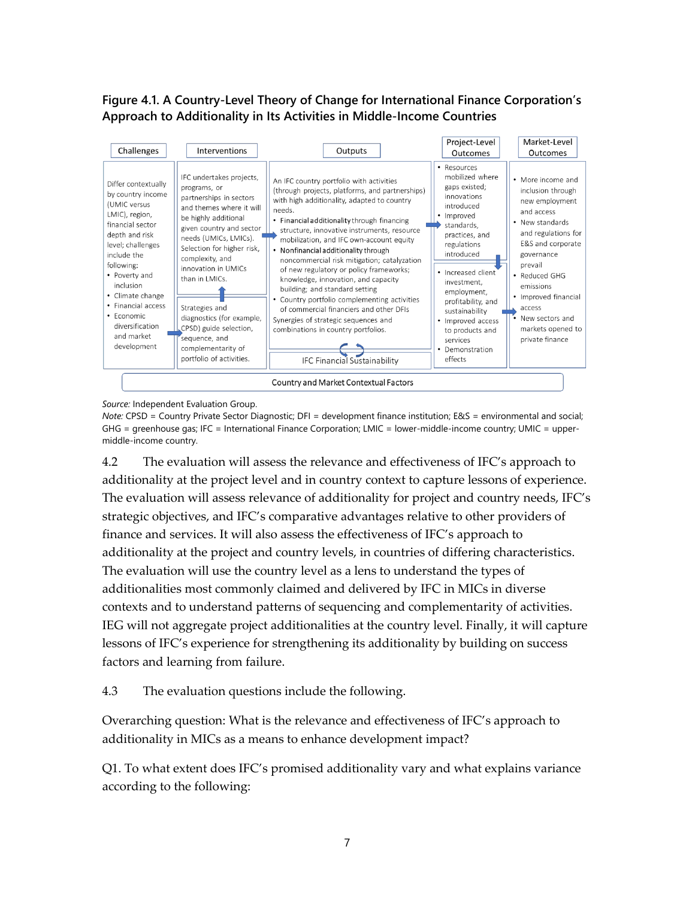**Figure 4.1. A Country-Level Theory of Change for International Finance Corporation's Approach to Additionality in Its Activities in Middle-Income Countries**

| Challenges | Interventions | Outputs | Project-Level Outcomes | Market-Level Outcomes |
|---|---|---|---|---|
| Differ contextually by country income (UMIC versus LMIC), region, financial sector depth and risk level; challenges include the following:<br>• Poverty and inclusion<br>• Climate change<br>• Financial access<br>• Economic diversification and market development | IFC undertakes projects, programs, or partnerships in sectors and themes where it will be highly additional given country and sector needs (UMICs, LMICs). Selection for higher risk, complexity, and innovation in UMICs than in LMICs.<br><br>Strategies and diagnostics (for example, CPSD) guide selection, sequence, and complementarity of portfolio of activities. | An IFC country portfolio with activities (through projects, platforms, and partnerships) with high additionality, adapted to country needs.<br>• Financial additionality through financing structure, innovative instruments, resource mobilization, and IFC own-account equity<br>• Nonfinancial additionality through noncommercial risk mitigation; catalyzation of new regulatory or policy frameworks; knowledge, innovation, and capacity building; and standard setting<br>• Country portfolio complementing activities of commercial financiers and other DFIs<br>Synergies of strategic sequences and combinations in country portfolios.<br><br>IFC Financial Sustainability | • Resources mobilized where gaps existed; innovations introduced<br>• Improved standards, practices, and regulations introduced<br><br>• Increased client investment, employment, profitability, and sustainability<br>• Improved access to products and services<br>• Demonstration effects | • More income and inclusion through new employment and access<br>• New standards and regulations for E&S and corporate governance prevail<br>• Reduced GHG emissions<br>• Improved financial access<br>• New sectors and markets opened to private finance |

Country and Market Contextual Factors

*Source:* Independent Evaluation Group.
*Note:* CPSD = Country Private Sector Diagnostic; DFI = development finance institution; E&S = environmental and social; GHG = greenhouse gas; IFC = International Finance Corporation; LMIC = lower-middle-income country; UMIC = upper-middle-income country.

4.2 The evaluation will assess the relevance and effectiveness of IFC's approach to additionality at the project level and in country context to capture lessons of experience. The evaluation will assess relevance of additionality for project and country needs, IFC's strategic objectives, and IFC's comparative advantages relative to other providers of finance and services. It will also assess the effectiveness of IFC's approach to additionality at the project and country levels, in countries of differing characteristics. The evaluation will use the country level as a lens to understand the types of additionalities most commonly claimed and delivered by IFC in MICs in diverse contexts and to understand patterns of sequencing and complementarity of activities. IEG will not aggregate project additionalities at the country level. Finally, it will capture lessons of IFC's experience for strengthening its additionality by building on success factors and learning from failure.

4.3 The evaluation questions include the following.

Overarching question: What is the relevance and effectiveness of IFC's approach to additionality in MICs as a means to enhance development impact?

Q1. To what extent does IFC's promised additionality vary and what explains variance according to the following: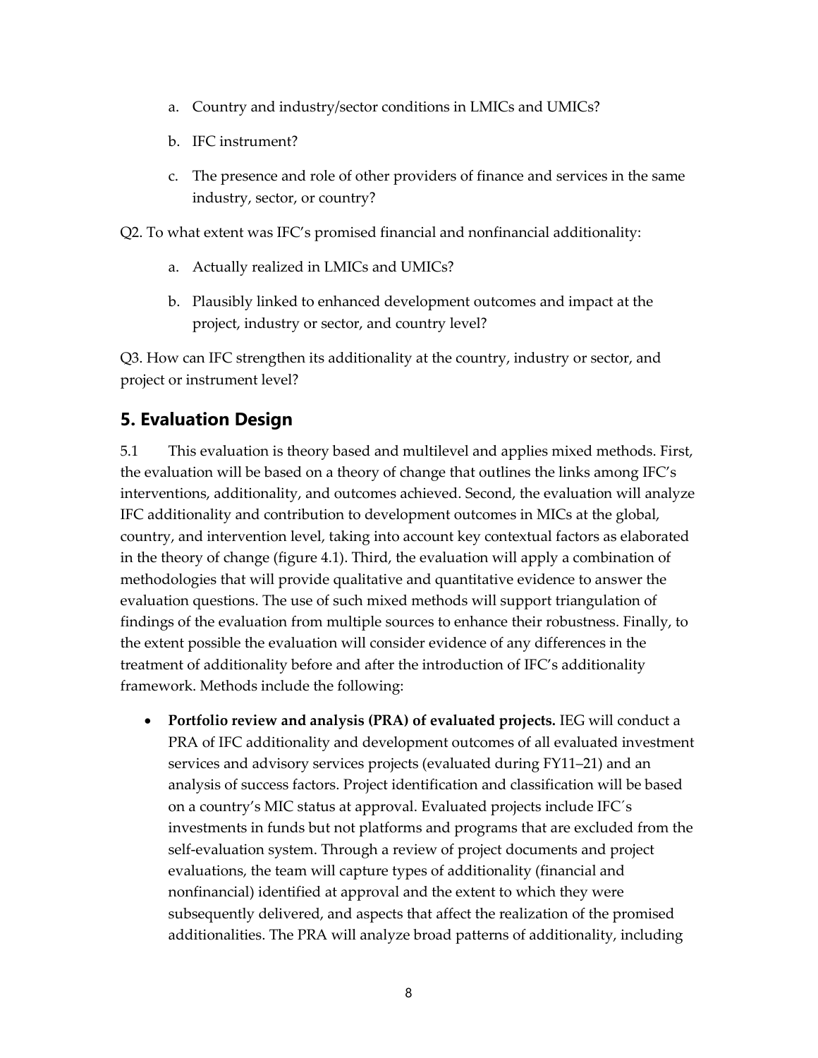a. Country and industry/sector conditions in LMICs and UMICs?

b. IFC instrument?

c. The presence and role of other providers of finance and services in the same industry, sector, or country?

Q2. To what extent was IFC's promised financial and nonfinancial additionality:

a. Actually realized in LMICs and UMICs?

b. Plausibly linked to enhanced development outcomes and impact at the project, industry or sector, and country level?

Q3. How can IFC strengthen its additionality at the country, industry or sector, and project or instrument level?

## 5. Evaluation Design

5.1 This evaluation is theory based and multilevel and applies mixed methods. First, the evaluation will be based on a theory of change that outlines the links among IFC's interventions, additionality, and outcomes achieved. Second, the evaluation will analyze IFC additionality and contribution to development outcomes in MICs at the global, country, and intervention level, taking into account key contextual factors as elaborated in the theory of change (figure 4.1). Third, the evaluation will apply a combination of methodologies that will provide qualitative and quantitative evidence to answer the evaluation questions. The use of such mixed methods will support triangulation of findings of the evaluation from multiple sources to enhance their robustness. Finally, to the extent possible the evaluation will consider evidence of any differences in the treatment of additionality before and after the introduction of IFC's additionality framework. Methods include the following:

- **Portfolio review and analysis (PRA) of evaluated projects.** IEG will conduct a PRA of IFC additionality and development outcomes of all evaluated investment services and advisory services projects (evaluated during FY11–21) and an analysis of success factors. Project identification and classification will be based on a country's MIC status at approval. Evaluated projects include IFC´s investments in funds but not platforms and programs that are excluded from the self-evaluation system. Through a review of project documents and project evaluations, the team will capture types of additionality (financial and nonfinancial) identified at approval and the extent to which they were subsequently delivered, and aspects that affect the realization of the promised additionalities. The PRA will analyze broad patterns of additionality, including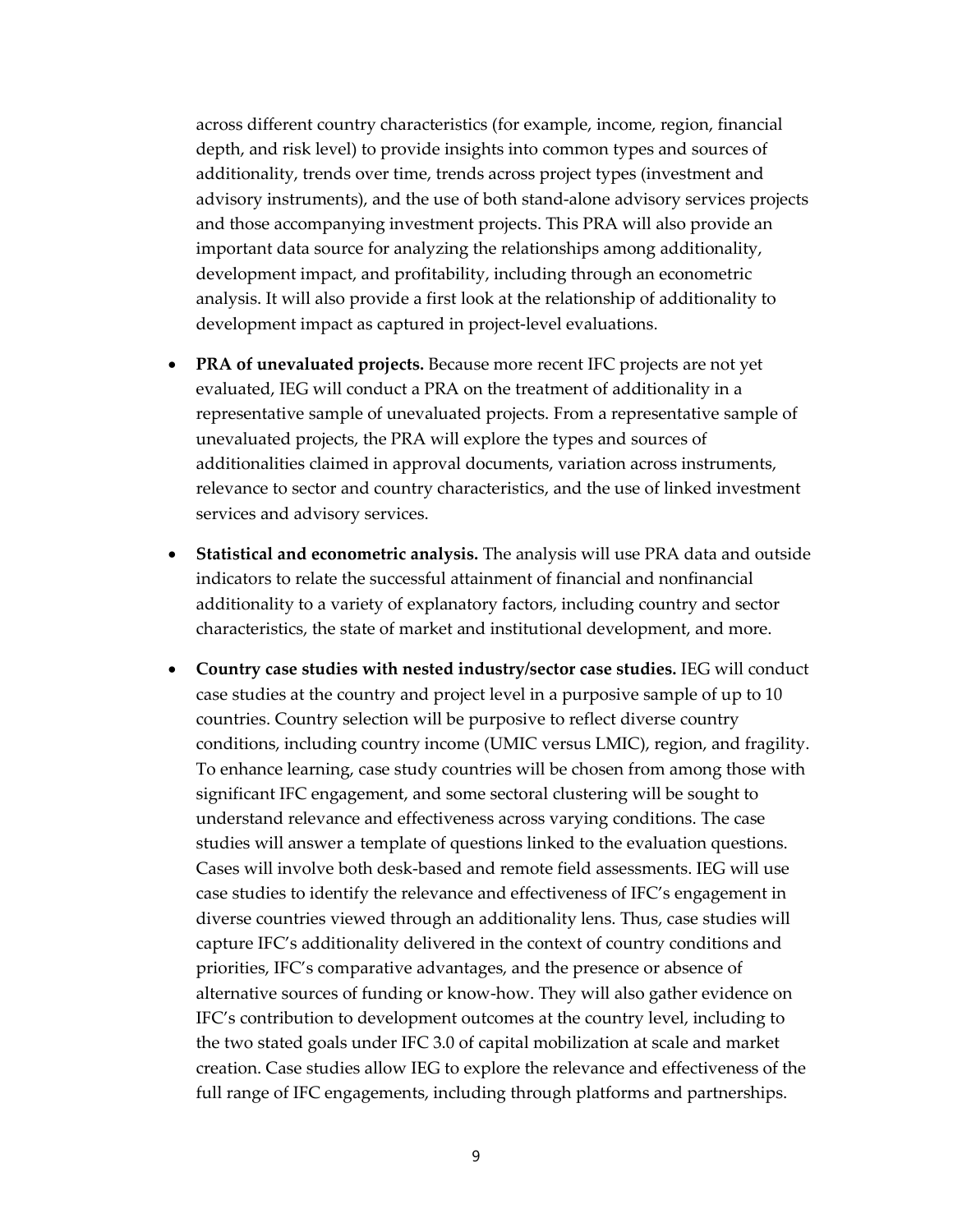across different country characteristics (for example, income, region, financial depth, and risk level) to provide insights into common types and sources of additionality, trends over time, trends across project types (investment and advisory instruments), and the use of both stand-alone advisory services projects and those accompanying investment projects. This PRA will also provide an important data source for analyzing the relationships among additionality, development impact, and profitability, including through an econometric analysis. It will also provide a first look at the relationship of additionality to development impact as captured in project-level evaluations.

- **PRA of unevaluated projects.** Because more recent IFC projects are not yet evaluated, IEG will conduct a PRA on the treatment of additionality in a representative sample of unevaluated projects. From a representative sample of unevaluated projects, the PRA will explore the types and sources of additionalities claimed in approval documents, variation across instruments, relevance to sector and country characteristics, and the use of linked investment services and advisory services.

- **Statistical and econometric analysis.** The analysis will use PRA data and outside indicators to relate the successful attainment of financial and nonfinancial additionality to a variety of explanatory factors, including country and sector characteristics, the state of market and institutional development, and more.

- **Country case studies with nested industry/sector case studies.** IEG will conduct case studies at the country and project level in a purposive sample of up to 10 countries. Country selection will be purposive to reflect diverse country conditions, including country income (UMIC versus LMIC), region, and fragility. To enhance learning, case study countries will be chosen from among those with significant IFC engagement, and some sectoral clustering will be sought to understand relevance and effectiveness across varying conditions. The case studies will answer a template of questions linked to the evaluation questions. Cases will involve both desk-based and remote field assessments. IEG will use case studies to identify the relevance and effectiveness of IFC's engagement in diverse countries viewed through an additionality lens. Thus, case studies will capture IFC's additionality delivered in the context of country conditions and priorities, IFC's comparative advantages, and the presence or absence of alternative sources of funding or know-how. They will also gather evidence on IFC's contribution to development outcomes at the country level, including to the two stated goals under IFC 3.0 of capital mobilization at scale and market creation. Case studies allow IEG to explore the relevance and effectiveness of the full range of IFC engagements, including through platforms and partnerships.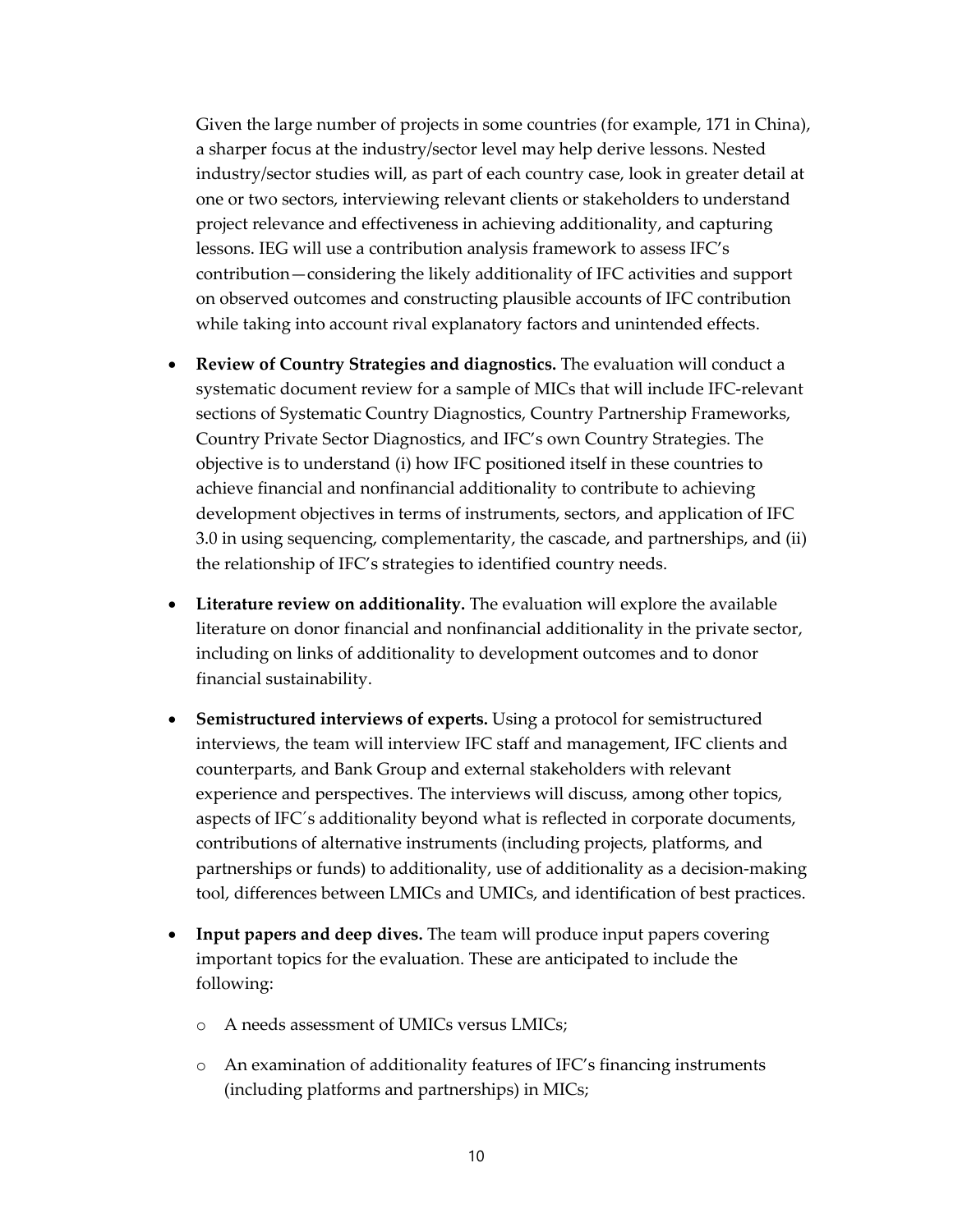Given the large number of projects in some countries (for example, 171 in China), a sharper focus at the industry/sector level may help derive lessons. Nested industry/sector studies will, as part of each country case, look in greater detail at one or two sectors, interviewing relevant clients or stakeholders to understand project relevance and effectiveness in achieving additionality, and capturing lessons. IEG will use a contribution analysis framework to assess IFC's contribution—considering the likely additionality of IFC activities and support on observed outcomes and constructing plausible accounts of IFC contribution while taking into account rival explanatory factors and unintended effects.

- **Review of Country Strategies and diagnostics.** The evaluation will conduct a systematic document review for a sample of MICs that will include IFC-relevant sections of Systematic Country Diagnostics, Country Partnership Frameworks, Country Private Sector Diagnostics, and IFC's own Country Strategies. The objective is to understand (i) how IFC positioned itself in these countries to achieve financial and nonfinancial additionality to contribute to achieving development objectives in terms of instruments, sectors, and application of IFC 3.0 in using sequencing, complementarity, the cascade, and partnerships, and (ii) the relationship of IFC's strategies to identified country needs.
- **Literature review on additionality.** The evaluation will explore the available literature on donor financial and nonfinancial additionality in the private sector, including on links of additionality to development outcomes and to donor financial sustainability.
- **Semistructured interviews of experts.** Using a protocol for semistructured interviews, the team will interview IFC staff and management, IFC clients and counterparts, and Bank Group and external stakeholders with relevant experience and perspectives. The interviews will discuss, among other topics, aspects of IFC´s additionality beyond what is reflected in corporate documents, contributions of alternative instruments (including projects, platforms, and partnerships or funds) to additionality, use of additionality as a decision-making tool, differences between LMICs and UMICs, and identification of best practices.
- **Input papers and deep dives.** The team will produce input papers covering important topics for the evaluation. These are anticipated to include the following:
  - A needs assessment of UMICs versus LMICs;
  - An examination of additionality features of IFC's financing instruments (including platforms and partnerships) in MICs;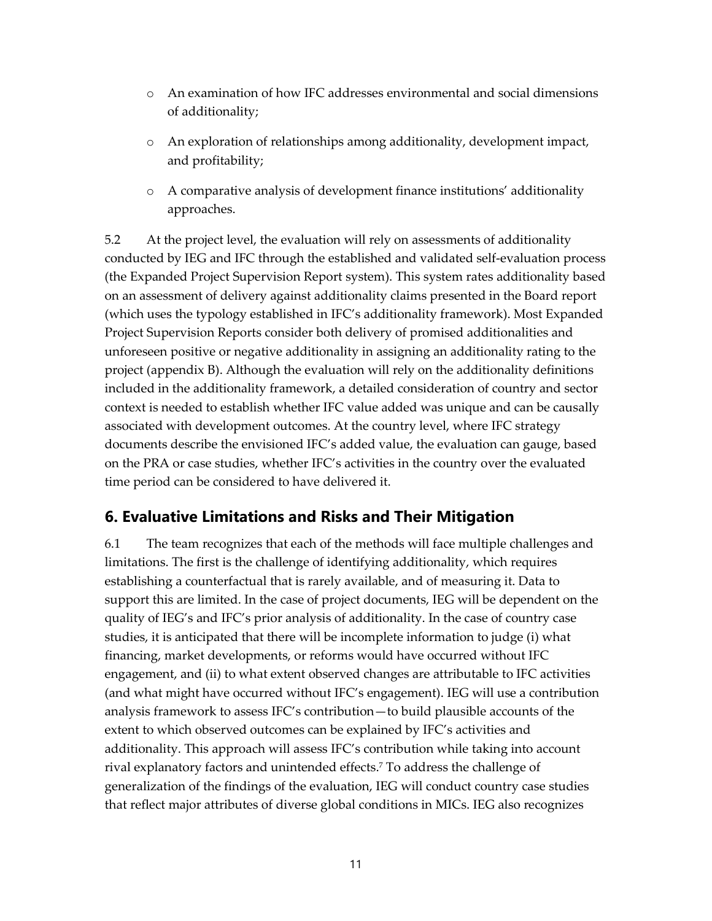- An examination of how IFC addresses environmental and social dimensions of additionality;
- An exploration of relationships among additionality, development impact, and profitability;
- A comparative analysis of development finance institutions' additionality approaches.

5.2 At the project level, the evaluation will rely on assessments of additionality conducted by IEG and IFC through the established and validated self-evaluation process (the Expanded Project Supervision Report system). This system rates additionality based on an assessment of delivery against additionality claims presented in the Board report (which uses the typology established in IFC's additionality framework). Most Expanded Project Supervision Reports consider both delivery of promised additionalities and unforeseen positive or negative additionality in assigning an additionality rating to the project (appendix B). Although the evaluation will rely on the additionality definitions included in the additionality framework, a detailed consideration of country and sector context is needed to establish whether IFC value added was unique and can be causally associated with development outcomes. At the country level, where IFC strategy documents describe the envisioned IFC's added value, the evaluation can gauge, based on the PRA or case studies, whether IFC's activities in the country over the evaluated time period can be considered to have delivered it.

## 6. Evaluative Limitations and Risks and Their Mitigation

6.1 The team recognizes that each of the methods will face multiple challenges and limitations. The first is the challenge of identifying additionality, which requires establishing a counterfactual that is rarely available, and of measuring it. Data to support this are limited. In the case of project documents, IEG will be dependent on the quality of IEG's and IFC's prior analysis of additionality. In the case of country case studies, it is anticipated that there will be incomplete information to judge (i) what financing, market developments, or reforms would have occurred without IFC engagement, and (ii) to what extent observed changes are attributable to IFC activities (and what might have occurred without IFC's engagement). IEG will use a contribution analysis framework to assess IFC's contribution—to build plausible accounts of the extent to which observed outcomes can be explained by IFC's activities and additionality. This approach will assess IFC's contribution while taking into account rival explanatory factors and unintended effects.[7] To address the challenge of generalization of the findings of the evaluation, IEG will conduct country case studies that reflect major attributes of diverse global conditions in MICs. IEG also recognizes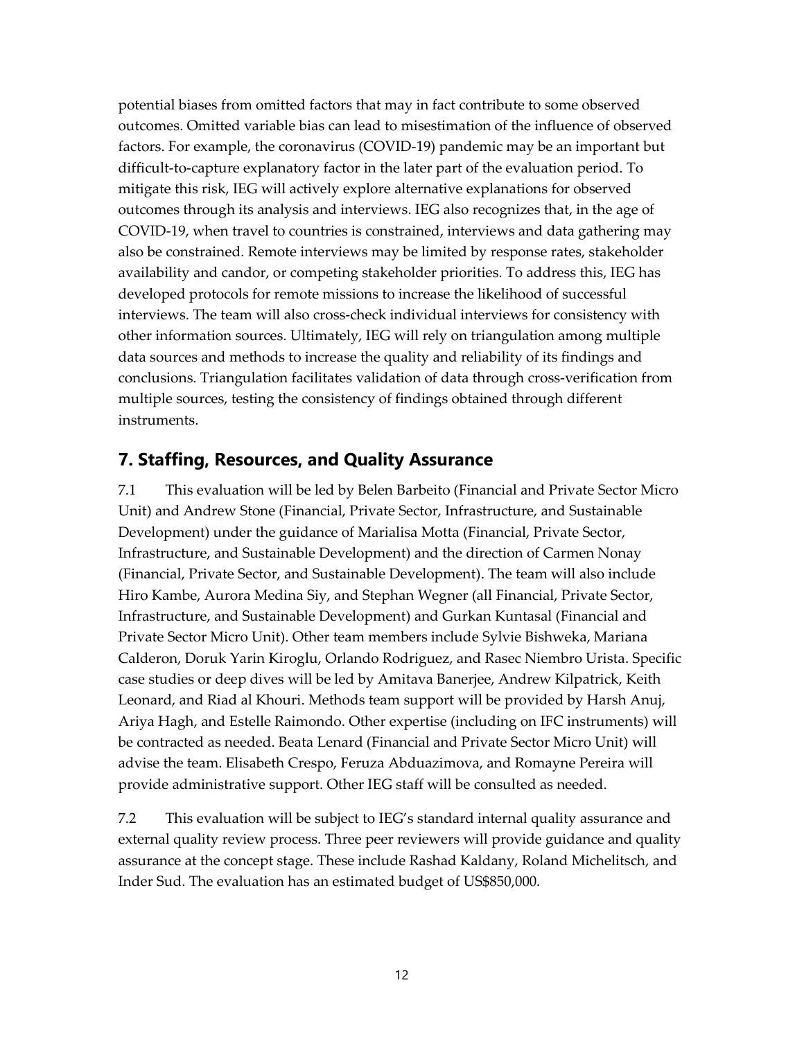potential biases from omitted factors that may in fact contribute to some observed outcomes. Omitted variable bias can lead to misestimation of the influence of observed factors. For example, the coronavirus (COVID-19) pandemic may be an important but difficult-to-capture explanatory factor in the later part of the evaluation period. To mitigate this risk, IEG will actively explore alternative explanations for observed outcomes through its analysis and interviews. IEG also recognizes that, in the age of COVID-19, when travel to countries is constrained, interviews and data gathering may also be constrained. Remote interviews may be limited by response rates, stakeholder availability and candor, or competing stakeholder priorities. To address this, IEG has developed protocols for remote missions to increase the likelihood of successful interviews. The team will also cross-check individual interviews for consistency with other information sources. Ultimately, IEG will rely on triangulation among multiple data sources and methods to increase the quality and reliability of its findings and conclusions. Triangulation facilitates validation of data through cross-verification from multiple sources, testing the consistency of findings obtained through different instruments.

## 7. Staffing, Resources, and Quality Assurance

7.1 This evaluation will be led by Belen Barbeito (Financial and Private Sector Micro Unit) and Andrew Stone (Financial, Private Sector, Infrastructure, and Sustainable Development) under the guidance of Marialisa Motta (Financial, Private Sector, Infrastructure, and Sustainable Development) and the direction of Carmen Nonay (Financial, Private Sector, and Sustainable Development). The team will also include Hiro Kambe, Aurora Medina Siy, and Stephan Wegner (all Financial, Private Sector, Infrastructure, and Sustainable Development) and Gurkan Kuntasal (Financial and Private Sector Micro Unit). Other team members include Sylvie Bishweka, Mariana Calderon, Doruk Yarin Kiroglu, Orlando Rodriguez, and Rasec Niembro Urista. Specific case studies or deep dives will be led by Amitava Banerjee, Andrew Kilpatrick, Keith Leonard, and Riad al Khouri. Methods team support will be provided by Harsh Anuj, Ariya Hagh, and Estelle Raimondo. Other expertise (including on IFC instruments) will be contracted as needed. Beata Lenard (Financial and Private Sector Micro Unit) will advise the team. Elisabeth Crespo, Feruza Abduazimova, and Romayne Pereira will provide administrative support. Other IEG staff will be consulted as needed.

7.2 This evaluation will be subject to IEG's standard internal quality assurance and external quality review process. Three peer reviewers will provide guidance and quality assurance at the concept stage. These include Rashad Kaldany, Roland Michelitsch, and Inder Sud. The evaluation has an estimated budget of US$850,000.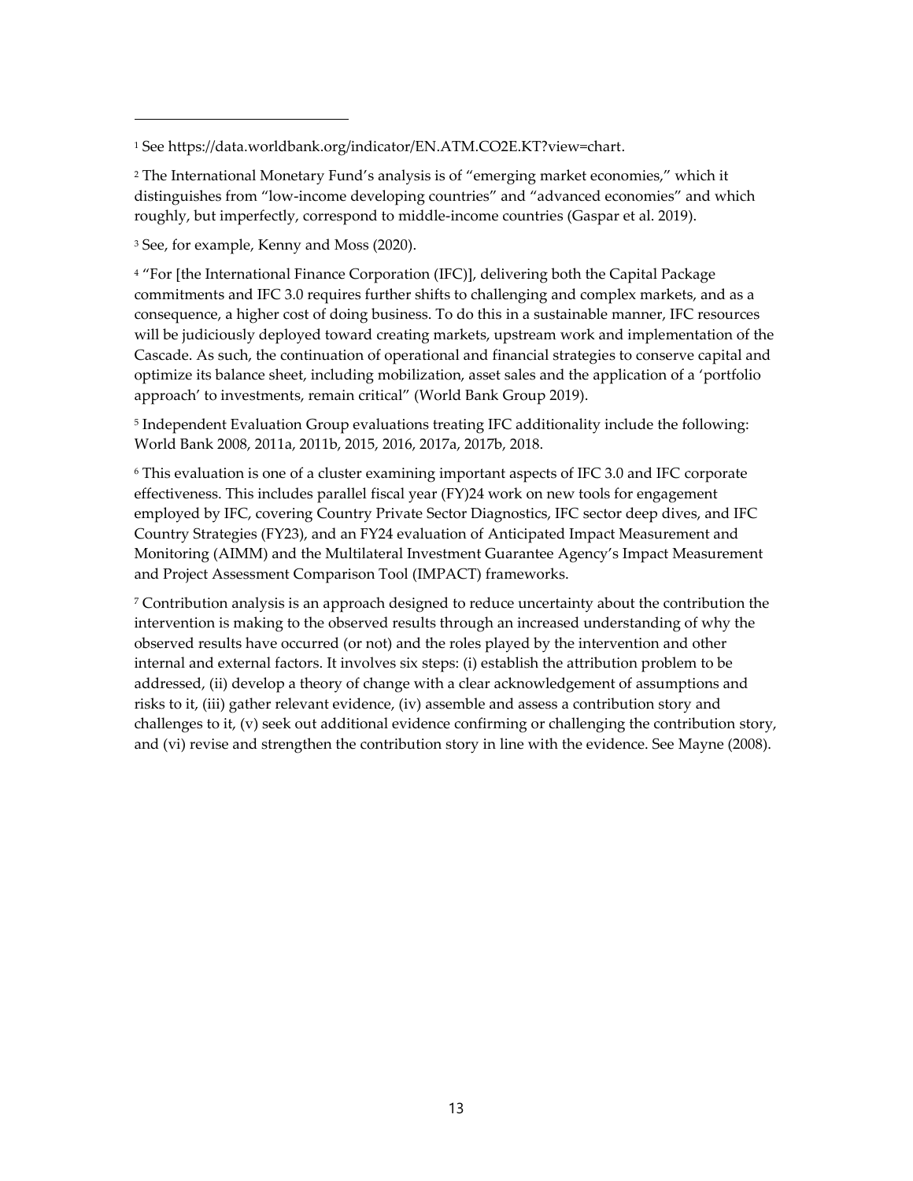[1] See https://data.worldbank.org/indicator/EN.ATM.CO2E.KT?view=chart.

[2] The International Monetary Fund's analysis is of "emerging market economies," which it distinguishes from "low-income developing countries" and "advanced economies" and which roughly, but imperfectly, correspond to middle-income countries (Gaspar et al. 2019).

[3] See, for example, Kenny and Moss (2020).

[4] "For [the International Finance Corporation (IFC)], delivering both the Capital Package commitments and IFC 3.0 requires further shifts to challenging and complex markets, and as a consequence, a higher cost of doing business. To do this in a sustainable manner, IFC resources will be judiciously deployed toward creating markets, upstream work and implementation of the Cascade. As such, the continuation of operational and financial strategies to conserve capital and optimize its balance sheet, including mobilization, asset sales and the application of a 'portfolio approach' to investments, remain critical" (World Bank Group 2019).

[5] Independent Evaluation Group evaluations treating IFC additionality include the following: World Bank 2008, 2011a, 2011b, 2015, 2016, 2017a, 2017b, 2018.

[6] This evaluation is one of a cluster examining important aspects of IFC 3.0 and IFC corporate effectiveness. This includes parallel fiscal year (FY)24 work on new tools for engagement employed by IFC, covering Country Private Sector Diagnostics, IFC sector deep dives, and IFC Country Strategies (FY23), and an FY24 evaluation of Anticipated Impact Measurement and Monitoring (AIMM) and the Multilateral Investment Guarantee Agency's Impact Measurement and Project Assessment Comparison Tool (IMPACT) frameworks.

[7] Contribution analysis is an approach designed to reduce uncertainty about the contribution the intervention is making to the observed results through an increased understanding of why the observed results have occurred (or not) and the roles played by the intervention and other internal and external factors. It involves six steps: (i) establish the attribution problem to be addressed, (ii) develop a theory of change with a clear acknowledgement of assumptions and risks to it, (iii) gather relevant evidence, (iv) assemble and assess a contribution story and challenges to it, (v) seek out additional evidence confirming or challenging the contribution story, and (vi) revise and strengthen the contribution story in line with the evidence. See Mayne (2008).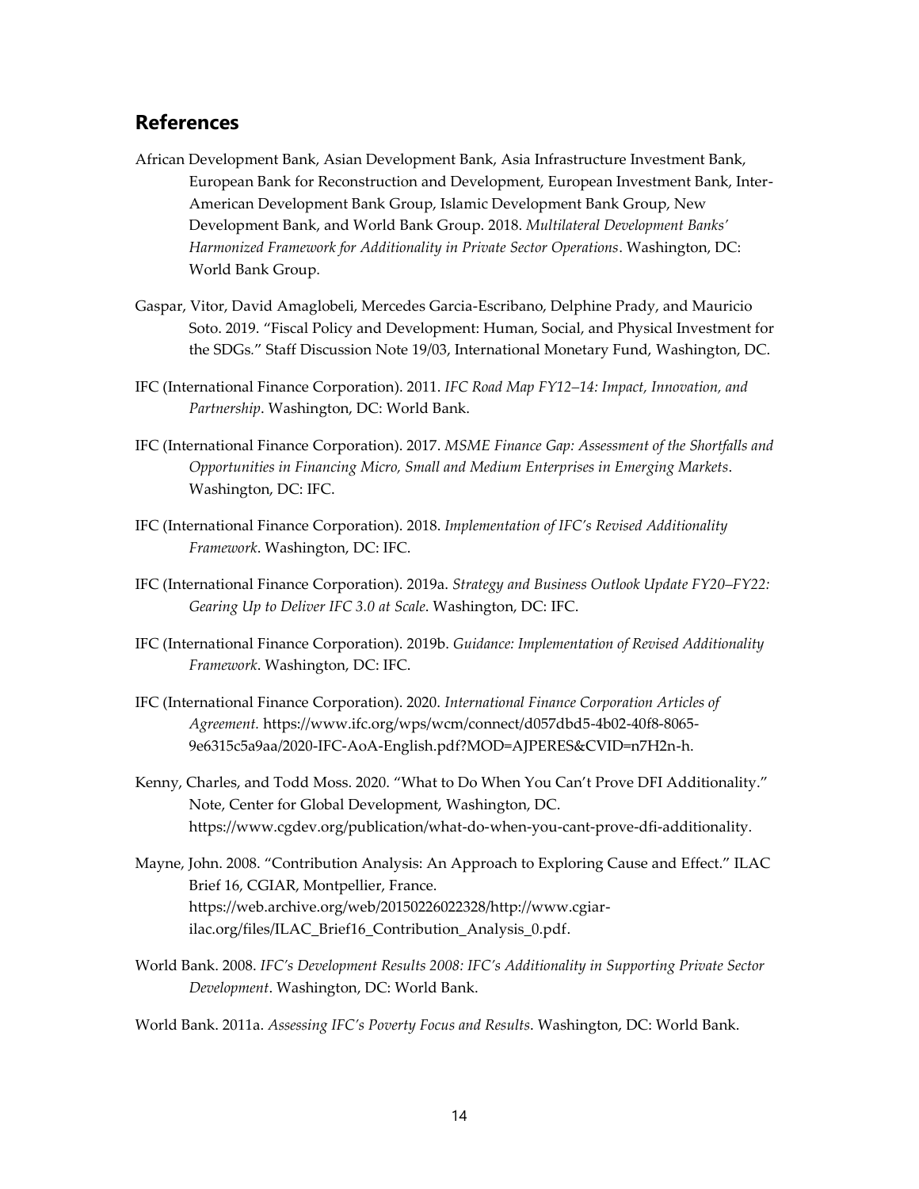## References

African Development Bank, Asian Development Bank, Asia Infrastructure Investment Bank, European Bank for Reconstruction and Development, European Investment Bank, Inter-American Development Bank Group, Islamic Development Bank Group, New Development Bank, and World Bank Group. 2018. *Multilateral Development Banks' Harmonized Framework for Additionality in Private Sector Operations*. Washington, DC: World Bank Group.

Gaspar, Vitor, David Amaglobeli, Mercedes Garcia-Escribano, Delphine Prady, and Mauricio Soto. 2019. "Fiscal Policy and Development: Human, Social, and Physical Investment for the SDGs." Staff Discussion Note 19/03, International Monetary Fund, Washington, DC.

IFC (International Finance Corporation). 2011. *IFC Road Map FY12–14: Impact, Innovation, and Partnership*. Washington, DC: World Bank.

IFC (International Finance Corporation). 2017. *MSME Finance Gap: Assessment of the Shortfalls and Opportunities in Financing Micro, Small and Medium Enterprises in Emerging Markets*. Washington, DC: IFC.

IFC (International Finance Corporation). 2018. *Implementation of IFC's Revised Additionality Framework*. Washington, DC: IFC.

IFC (International Finance Corporation). 2019a. *Strategy and Business Outlook Update FY20–FY22: Gearing Up to Deliver IFC 3.0 at Scale*. Washington, DC: IFC.

IFC (International Finance Corporation). 2019b. *Guidance: Implementation of Revised Additionality Framework*. Washington, DC: IFC.

IFC (International Finance Corporation). 2020. *International Finance Corporation Articles of Agreement.* https://www.ifc.org/wps/wcm/connect/d057dbd5-4b02-40f8-8065-9e6315c5a9aa/2020-IFC-AoA-English.pdf?MOD=AJPERES&CVID=n7H2n-h.

Kenny, Charles, and Todd Moss. 2020. "What to Do When You Can't Prove DFI Additionality." Note, Center for Global Development, Washington, DC. https://www.cgdev.org/publication/what-do-when-you-cant-prove-dfi-additionality.

Mayne, John. 2008. "Contribution Analysis: An Approach to Exploring Cause and Effect." ILAC Brief 16, CGIAR, Montpellier, France. https://web.archive.org/web/20150226022328/http://www.cgiar-ilac.org/files/ILAC_Brief16_Contribution_Analysis_0.pdf.

World Bank. 2008. *IFC's Development Results 2008: IFC's Additionality in Supporting Private Sector Development*. Washington, DC: World Bank.

World Bank. 2011a. *Assessing IFC's Poverty Focus and Results*. Washington, DC: World Bank.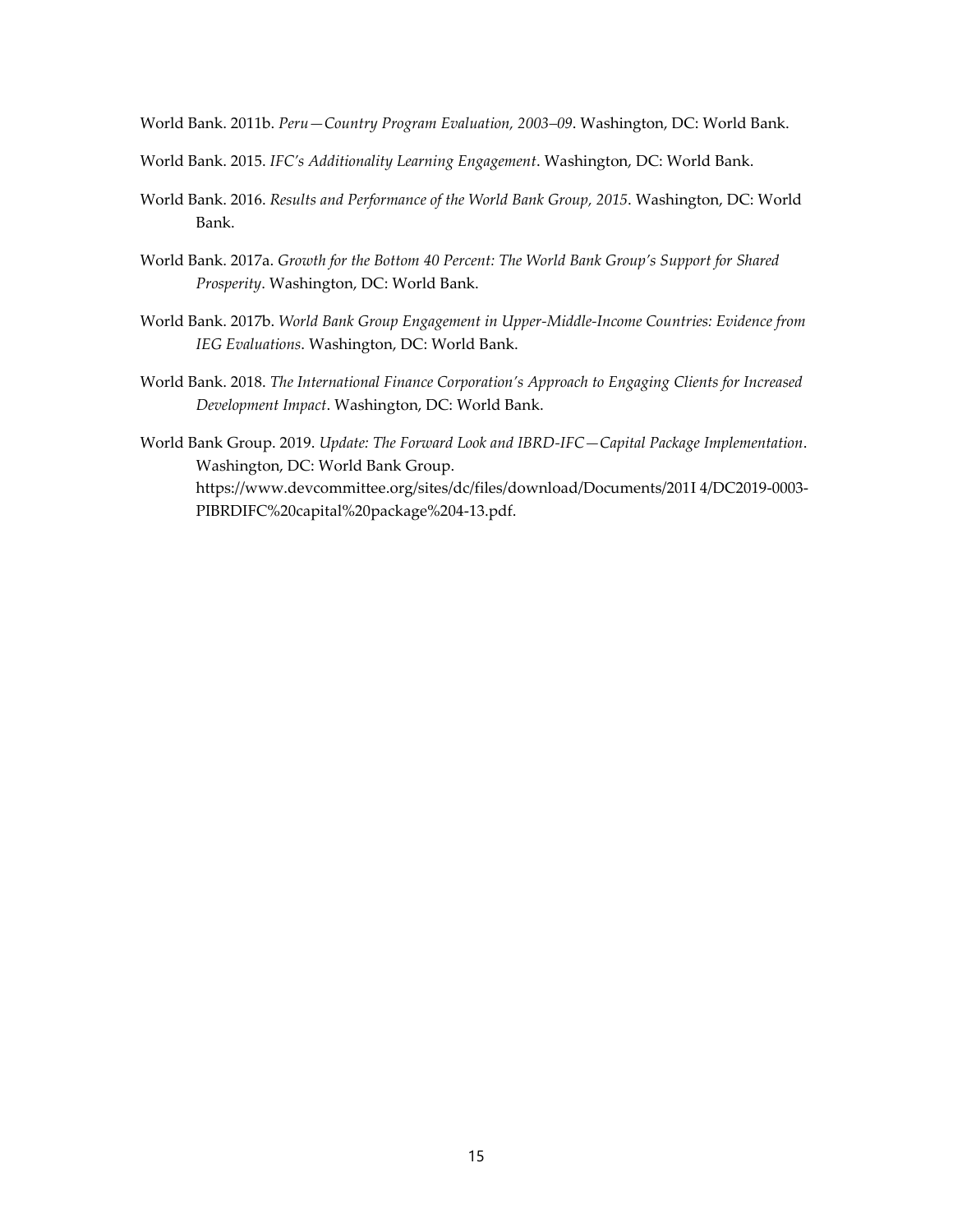World Bank. 2011b. *Peru—Country Program Evaluation, 2003–09*. Washington, DC: World Bank.

World Bank. 2015. *IFC's Additionality Learning Engagement*. Washington, DC: World Bank.

World Bank. 2016. *Results and Performance of the World Bank Group, 2015*. Washington, DC: World Bank.

World Bank. 2017a. *Growth for the Bottom 40 Percent: The World Bank Group's Support for Shared Prosperity*. Washington, DC: World Bank.

World Bank. 2017b. *World Bank Group Engagement in Upper-Middle-Income Countries: Evidence from IEG Evaluations*. Washington, DC: World Bank.

World Bank. 2018. *The International Finance Corporation's Approach to Engaging Clients for Increased Development Impact*. Washington, DC: World Bank.

World Bank Group. 2019. *Update: The Forward Look and IBRD-IFC—Capital Package Implementation*. Washington, DC: World Bank Group. https://www.devcommittee.org/sites/dc/files/download/Documents/201I 4/DC2019-0003-PIBRDIFC%20capital%20package%204-13.pdf.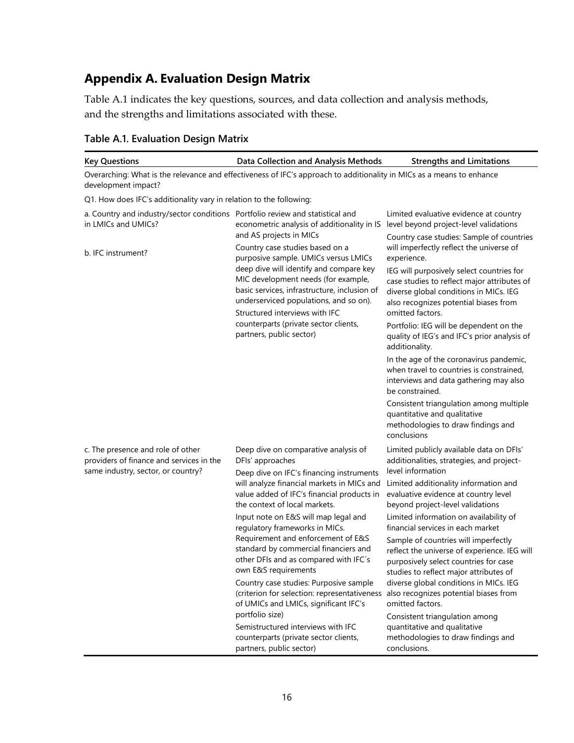# Appendix A. Evaluation Design Matrix

Table A.1 indicates the key questions, sources, and data collection and analysis methods, and the strengths and limitations associated with these.

### Table A.1. Evaluation Design Matrix

| Key Questions | Data Collection and Analysis Methods | Strengths and Limitations |
|---|---|---|
| Overarching: What is the relevance and effectiveness of IFC's approach to additionality in MICs as a means to enhance development impact? | | |
| Q1. How does IFC's additionality vary in relation to the following: | | |
| a. Country and industry/sector conditions in LMICs and UMICs?<br><br>b. IFC instrument? | Portfolio review and statistical and econometric analysis of additionality in IS and AS projects in MICs<br><br>Country case studies based on a purposive sample. UMICs versus LMICs deep dive will identify and compare key MIC development needs (for example, basic services, infrastructure, inclusion of underserviced populations, and so on).<br><br>Structured interviews with IFC counterparts (private sector clients, partners, public sector) | Limited evaluative evidence at country level beyond project-level validations<br><br>Country case studies: Sample of countries will imperfectly reflect the universe of experience.<br><br>IEG will purposively select countries for case studies to reflect major attributes of diverse global conditions in MICs. IEG also recognizes potential biases from omitted factors.<br><br>Portfolio: IEG will be dependent on the quality of IEG's and IFC's prior analysis of additionality.<br><br>In the age of the coronavirus pandemic, when travel to countries is constrained, interviews and data gathering may also be constrained.<br><br>Consistent triangulation among multiple quantitative and qualitative methodologies to draw findings and conclusions |
| c. The presence and role of other providers of finance and services in the same industry, sector, or country? | Deep dive on comparative analysis of DFIs' approaches<br><br>Deep dive on IFC's financing instruments will analyze financial markets in MICs and value added of IFC's financial products in the context of local markets.<br><br>Input note on E&S will map legal and regulatory frameworks in MICs. Requirement and enforcement of E&S standard by commercial financiers and other DFIs and as compared with IFC's own E&S requirements<br><br>Country case studies: Purposive sample (criterion for selection: representativeness of UMICs and LMICs, significant IFC's portfolio size)<br><br>Semistructured interviews with IFC counterparts (private sector clients, partners, public sector) | Limited publicly available data on DFIs' additionalities, strategies, and project-level information<br><br>Limited additionality information and evaluative evidence at country level beyond project-level validations<br><br>Limited information on availability of financial services in each market<br><br>Sample of countries will imperfectly reflect the universe of experience. IEG will purposively select countries for case studies to reflect major attributes of diverse global conditions in MICs. IEG also recognizes potential biases from omitted factors.<br><br>Consistent triangulation among quantitative and qualitative methodologies to draw findings and conclusions. |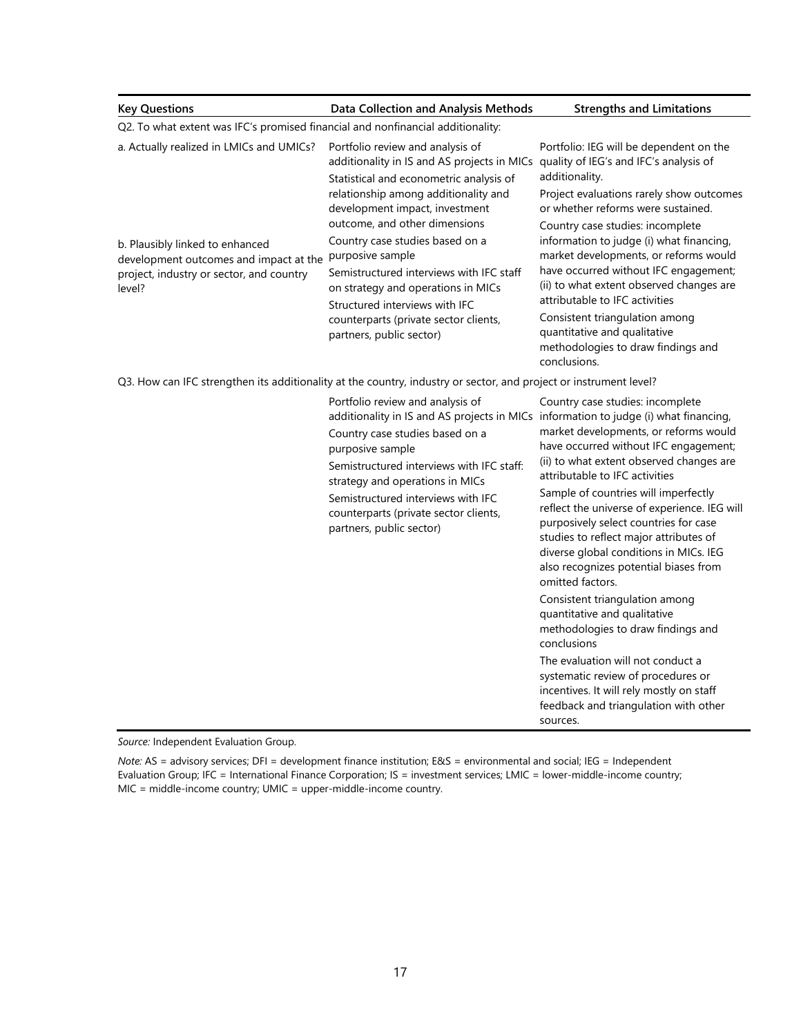| Key Questions | Data Collection and Analysis Methods | Strengths and Limitations |
|---|---|---|
| Q2. To what extent was IFC's promised financial and nonfinancial additionality: | | |
| a. Actually realized in LMICs and UMICs?<br><br>b. Plausibly linked to enhanced development outcomes and impact at the project, industry or sector, and country level? | Portfolio review and analysis of additionality in IS and AS projects in MICs<br>Statistical and econometric analysis of relationship among additionality and development impact, investment outcome, and other dimensions<br>Country case studies based on a purposive sample<br>Semistructured interviews with IFC staff on strategy and operations in MICs<br>Structured interviews with IFC counterparts (private sector clients, partners, public sector) | Portfolio: IEG will be dependent on the quality of IEG's and IFC's analysis of additionality.<br>Project evaluations rarely show outcomes or whether reforms were sustained.<br>Country case studies: incomplete information to judge (i) what financing, market developments, or reforms would have occurred without IFC engagement; (ii) to what extent observed changes are attributable to IFC activities<br>Consistent triangulation among quantitative and qualitative methodologies to draw findings and conclusions. |
| Q3. How can IFC strengthen its additionality at the country, industry or sector, and project or instrument level? | | |
| | Portfolio review and analysis of additionality in IS and AS projects in MICs<br>Country case studies based on a purposive sample<br>Semistructured interviews with IFC staff: strategy and operations in MICs<br>Semistructured interviews with IFC counterparts (private sector clients, partners, public sector) | Country case studies: incomplete information to judge (i) what financing, market developments, or reforms would have occurred without IFC engagement; (ii) to what extent observed changes are attributable to IFC activities<br>Sample of countries will imperfectly reflect the universe of experience. IEG will purposively select countries for case studies to reflect major attributes of diverse global conditions in MICs. IEG also recognizes potential biases from omitted factors.<br>Consistent triangulation among quantitative and qualitative methodologies to draw findings and conclusions<br>The evaluation will not conduct a systematic review of procedures or incentives. It will rely mostly on staff feedback and triangulation with other sources. |

*Source:* Independent Evaluation Group.

*Note:* AS = advisory services; DFI = development finance institution; E&S = environmental and social; IEG = Independent Evaluation Group; IFC = International Finance Corporation; IS = investment services; LMIC = lower-middle-income country; MIC = middle-income country; UMIC = upper-middle-income country.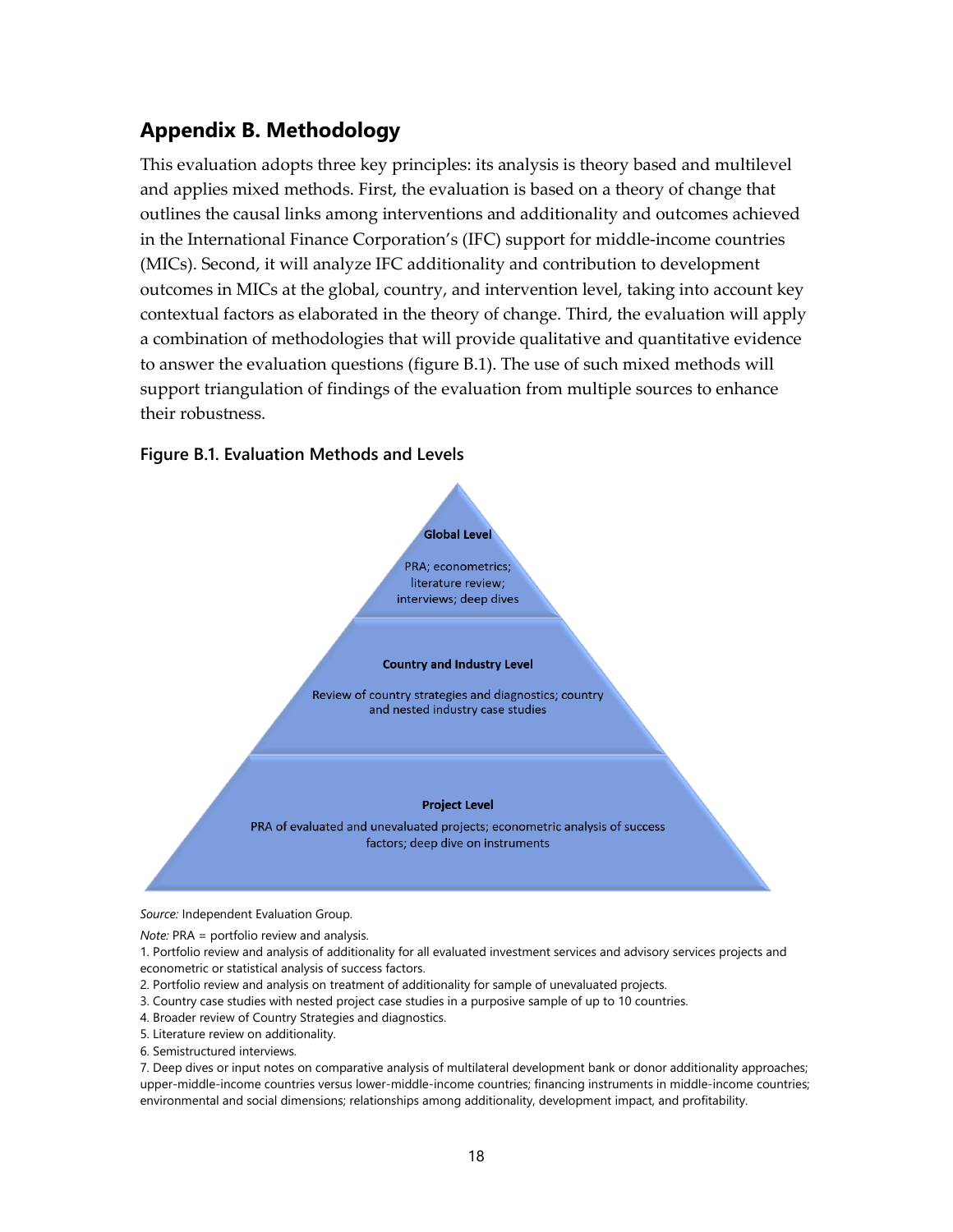## Appendix B. Methodology

This evaluation adopts three key principles: its analysis is theory based and multilevel and applies mixed methods. First, the evaluation is based on a theory of change that outlines the causal links among interventions and additionality and outcomes achieved in the International Finance Corporation's (IFC) support for middle-income countries (MICs). Second, it will analyze IFC additionality and contribution to development outcomes in MICs at the global, country, and intervention level, taking into account key contextual factors as elaborated in the theory of change. Third, the evaluation will apply a combination of methodologies that will provide qualitative and quantitative evidence to answer the evaluation questions (figure B.1). The use of such mixed methods will support triangulation of findings of the evaluation from multiple sources to enhance their robustness.

**Figure B.1. Evaluation Methods and Levels**

**Global Level**

PRA; econometrics; literature review; interviews; deep dives

**Country and Industry Level**

Review of country strategies and diagnostics; country and nested industry case studies

**Project Level**

PRA of evaluated and unevaluated projects; econometric analysis of success factors; deep dive on instruments

*Source:* Independent Evaluation Group.

*Note:* PRA = portfolio review and analysis.

1. Portfolio review and analysis of additionality for all evaluated investment services and advisory services projects and econometric or statistical analysis of success factors.
2. Portfolio review and analysis on treatment of additionality for sample of unevaluated projects.
3. Country case studies with nested project case studies in a purposive sample of up to 10 countries.
4. Broader review of Country Strategies and diagnostics.
5. Literature review on additionality.
6. Semistructured interviews.
7. Deep dives or input notes on comparative analysis of multilateral development bank or donor additionality approaches; upper-middle-income countries versus lower-middle-income countries; financing instruments in middle-income countries; environmental and social dimensions; relationships among additionality, development impact, and profitability.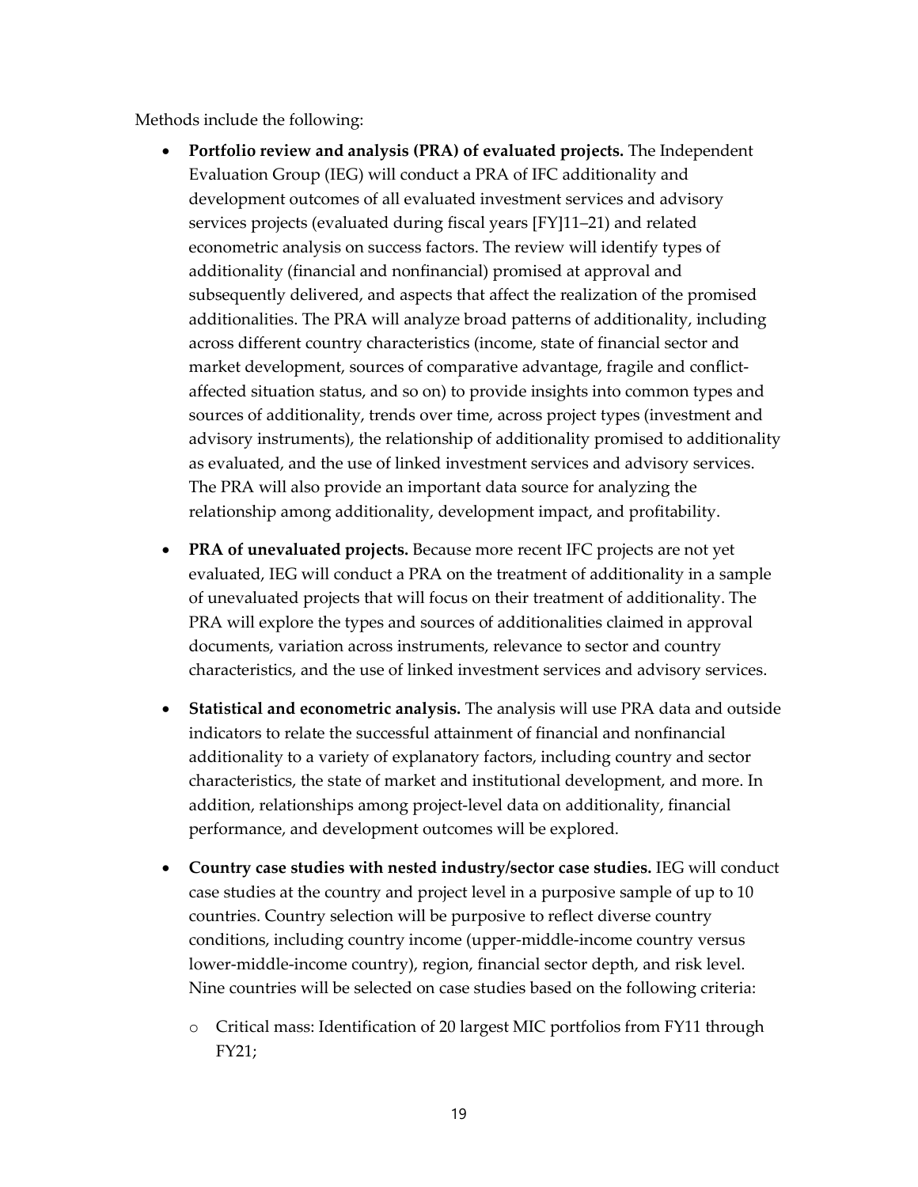Methods include the following:

- **Portfolio review and analysis (PRA) of evaluated projects.** The Independent Evaluation Group (IEG) will conduct a PRA of IFC additionality and development outcomes of all evaluated investment services and advisory services projects (evaluated during fiscal years [FY]11–21) and related econometric analysis on success factors. The review will identify types of additionality (financial and nonfinancial) promised at approval and subsequently delivered, and aspects that affect the realization of the promised additionalities. The PRA will analyze broad patterns of additionality, including across different country characteristics (income, state of financial sector and market development, sources of comparative advantage, fragile and conflict-affected situation status, and so on) to provide insights into common types and sources of additionality, trends over time, across project types (investment and advisory instruments), the relationship of additionality promised to additionality as evaluated, and the use of linked investment services and advisory services. The PRA will also provide an important data source for analyzing the relationship among additionality, development impact, and profitability.

- **PRA of unevaluated projects.** Because more recent IFC projects are not yet evaluated, IEG will conduct a PRA on the treatment of additionality in a sample of unevaluated projects that will focus on their treatment of additionality. The PRA will explore the types and sources of additionalities claimed in approval documents, variation across instruments, relevance to sector and country characteristics, and the use of linked investment services and advisory services.

- **Statistical and econometric analysis.** The analysis will use PRA data and outside indicators to relate the successful attainment of financial and nonfinancial additionality to a variety of explanatory factors, including country and sector characteristics, the state of market and institutional development, and more. In addition, relationships among project-level data on additionality, financial performance, and development outcomes will be explored.

- **Country case studies with nested industry/sector case studies.** IEG will conduct case studies at the country and project level in a purposive sample of up to 10 countries. Country selection will be purposive to reflect diverse country conditions, including country income (upper-middle-income country versus lower-middle-income country), region, financial sector depth, and risk level. Nine countries will be selected on case studies based on the following criteria:
  - Critical mass: Identification of 20 largest MIC portfolios from FY11 through FY21;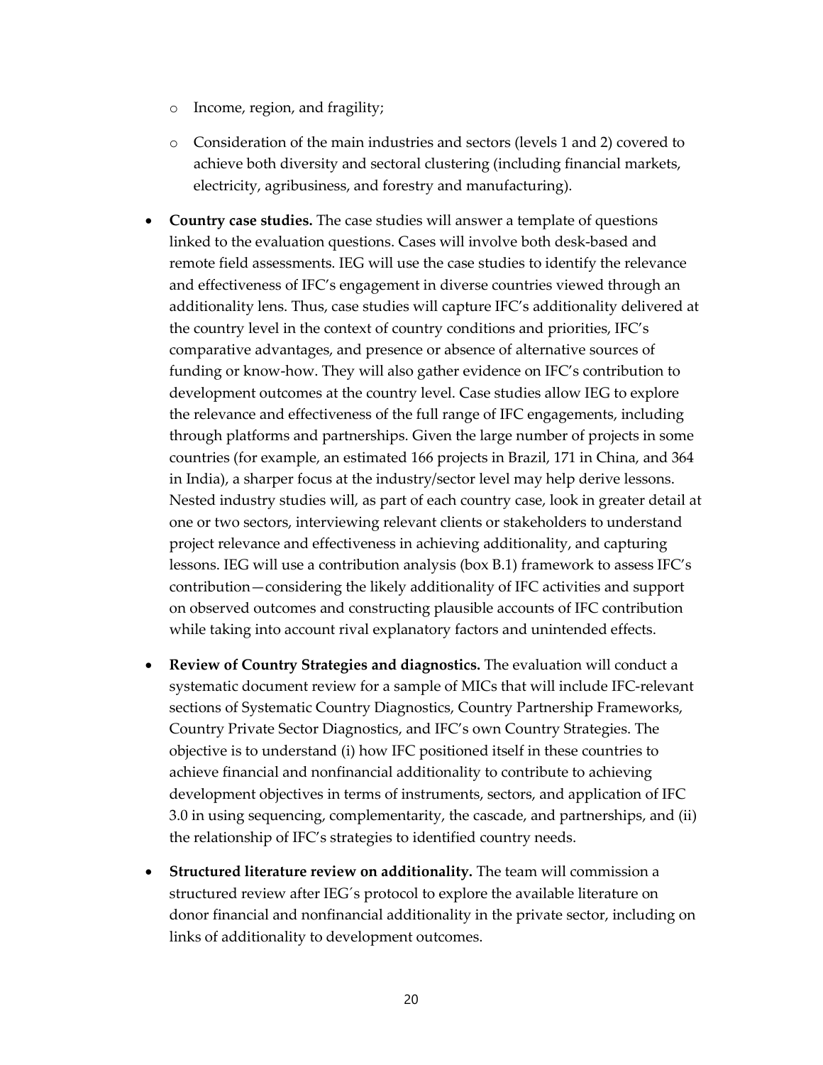- Income, region, and fragility;
  - Consideration of the main industries and sectors (levels 1 and 2) covered to achieve both diversity and sectoral clustering (including financial markets, electricity, agribusiness, and forestry and manufacturing).

- **Country case studies.** The case studies will answer a template of questions linked to the evaluation questions. Cases will involve both desk-based and remote field assessments. IEG will use the case studies to identify the relevance and effectiveness of IFC's engagement in diverse countries viewed through an additionality lens. Thus, case studies will capture IFC's additionality delivered at the country level in the context of country conditions and priorities, IFC's comparative advantages, and presence or absence of alternative sources of funding or know-how. They will also gather evidence on IFC's contribution to development outcomes at the country level. Case studies allow IEG to explore the relevance and effectiveness of the full range of IFC engagements, including through platforms and partnerships. Given the large number of projects in some countries (for example, an estimated 166 projects in Brazil, 171 in China, and 364 in India), a sharper focus at the industry/sector level may help derive lessons. Nested industry studies will, as part of each country case, look in greater detail at one or two sectors, interviewing relevant clients or stakeholders to understand project relevance and effectiveness in achieving additionality, and capturing lessons. IEG will use a contribution analysis (box B.1) framework to assess IFC's contribution—considering the likely additionality of IFC activities and support on observed outcomes and constructing plausible accounts of IFC contribution while taking into account rival explanatory factors and unintended effects.

- **Review of Country Strategies and diagnostics.** The evaluation will conduct a systematic document review for a sample of MICs that will include IFC-relevant sections of Systematic Country Diagnostics, Country Partnership Frameworks, Country Private Sector Diagnostics, and IFC's own Country Strategies. The objective is to understand (i) how IFC positioned itself in these countries to achieve financial and nonfinancial additionality to contribute to achieving development objectives in terms of instruments, sectors, and application of IFC 3.0 in using sequencing, complementarity, the cascade, and partnerships, and (ii) the relationship of IFC's strategies to identified country needs.

- **Structured literature review on additionality.** The team will commission a structured review after IEG´s protocol to explore the available literature on donor financial and nonfinancial additionality in the private sector, including on links of additionality to development outcomes.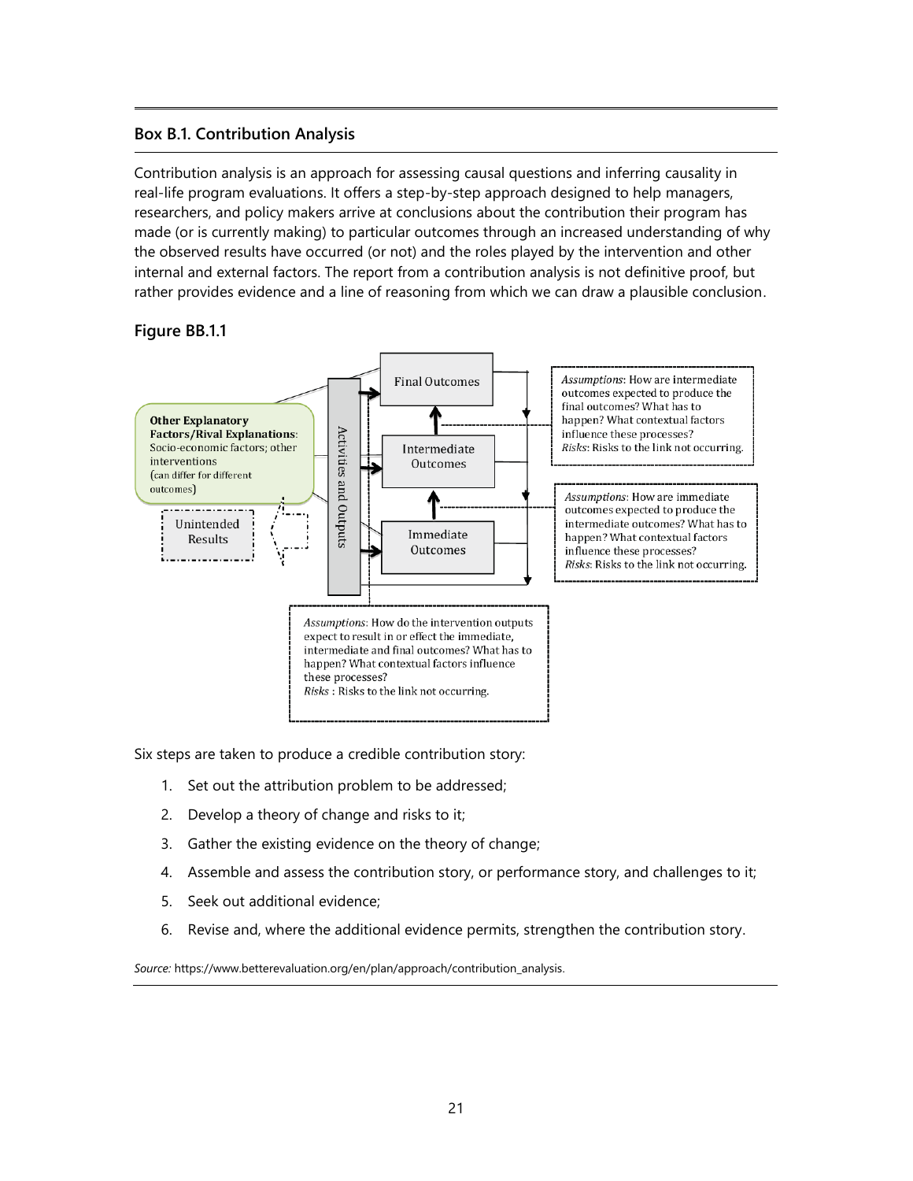## Box B.1. Contribution Analysis

Contribution analysis is an approach for assessing causal questions and inferring causality in real-life program evaluations. It offers a step-by-step approach designed to help managers, researchers, and policy makers arrive at conclusions about the contribution their program has made (or is currently making) to particular outcomes through an increased understanding of why the observed results have occurred (or not) and the roles played by the intervention and other internal and external factors. The report from a contribution analysis is not definitive proof, but rather provides evidence and a line of reasoning from which we can draw a plausible conclusion.

### Figure BB.1.1

**Other Explanatory Factors/Rival Explanations**: Socio-economic factors; other interventions (can differ for different outcomes)

Unintended Results

Activities and Outputs

Final Outcomes

Intermediate Outcomes

Immediate Outcomes

*Assumptions*: How are intermediate outcomes expected to produce the final outcomes? What has to happen? What contextual factors influence these processes?
*Risks*: Risks to the link not occurring.

*Assumptions*: How are immediate outcomes expected to produce the intermediate outcomes? What has to happen? What contextual factors influence these processes?
*Risks*: Risks to the link not occurring.

*Assumptions*: How do the intervention outputs expect to result in or effect the immediate, intermediate and final outcomes? What has to happen? What contextual factors influence these processes?
*Risks* : Risks to the link not occurring.

Six steps are taken to produce a credible contribution story:

1. Set out the attribution problem to be addressed;
2. Develop a theory of change and risks to it;
3. Gather the existing evidence on the theory of change;
4. Assemble and assess the contribution story, or performance story, and challenges to it;
5. Seek out additional evidence;
6. Revise and, where the additional evidence permits, strengthen the contribution story.

*Source:* https://www.betterevaluation.org/en/plan/approach/contribution_analysis.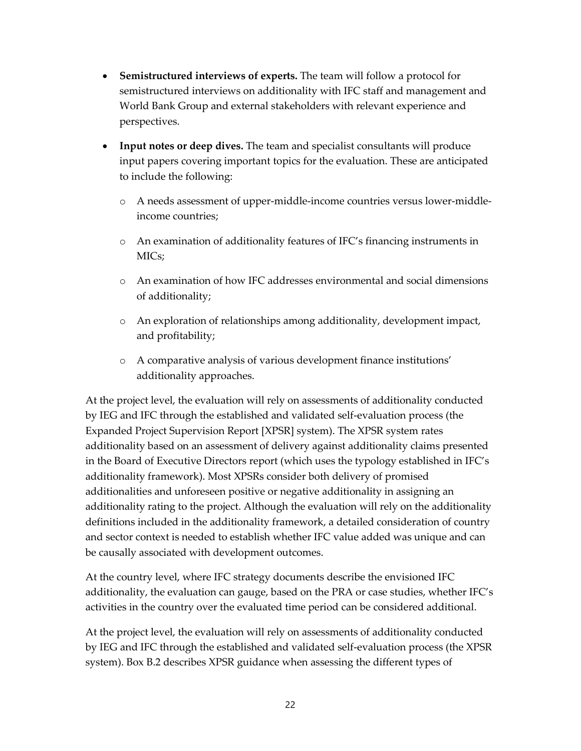- **Semistructured interviews of experts.** The team will follow a protocol for semistructured interviews on additionality with IFC staff and management and World Bank Group and external stakeholders with relevant experience and perspectives.
- **Input notes or deep dives.** The team and specialist consultants will produce input papers covering important topics for the evaluation. These are anticipated to include the following:
  - A needs assessment of upper-middle-income countries versus lower-middle-income countries;
  - An examination of additionality features of IFC's financing instruments in MICs;
  - An examination of how IFC addresses environmental and social dimensions of additionality;
  - An exploration of relationships among additionality, development impact, and profitability;
  - A comparative analysis of various development finance institutions' additionality approaches.

At the project level, the evaluation will rely on assessments of additionality conducted by IEG and IFC through the established and validated self-evaluation process (the Expanded Project Supervision Report [XPSR] system). The XPSR system rates additionality based on an assessment of delivery against additionality claims presented in the Board of Executive Directors report (which uses the typology established in IFC's additionality framework). Most XPSRs consider both delivery of promised additionalities and unforeseen positive or negative additionality in assigning an additionality rating to the project. Although the evaluation will rely on the additionality definitions included in the additionality framework, a detailed consideration of country and sector context is needed to establish whether IFC value added was unique and can be causally associated with development outcomes.

At the country level, where IFC strategy documents describe the envisioned IFC additionality, the evaluation can gauge, based on the PRA or case studies, whether IFC's activities in the country over the evaluated time period can be considered additional.

At the project level, the evaluation will rely on assessments of additionality conducted by IEG and IFC through the established and validated self-evaluation process (the XPSR system). Box B.2 describes XPSR guidance when assessing the different types of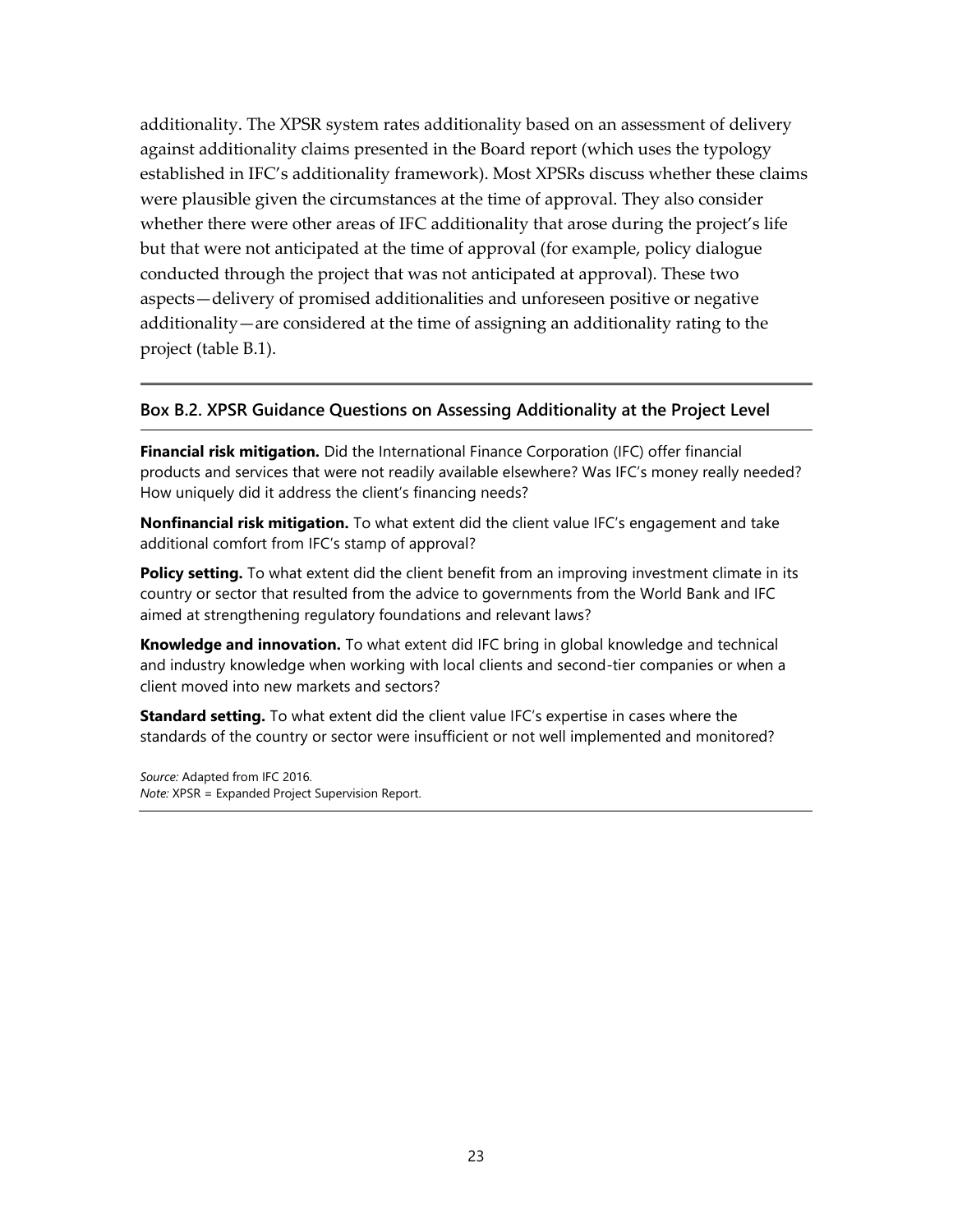additionality. The XPSR system rates additionality based on an assessment of delivery against additionality claims presented in the Board report (which uses the typology established in IFC's additionality framework). Most XPSRs discuss whether these claims were plausible given the circumstances at the time of approval. They also consider whether there were other areas of IFC additionality that arose during the project's life but that were not anticipated at the time of approval (for example, policy dialogue conducted through the project that was not anticipated at approval). These two aspects—delivery of promised additionalities and unforeseen positive or negative additionality—are considered at the time of assigning an additionality rating to the project (table B.1).

### Box B.2. XPSR Guidance Questions on Assessing Additionality at the Project Level

**Financial risk mitigation.** Did the International Finance Corporation (IFC) offer financial products and services that were not readily available elsewhere? Was IFC's money really needed? How uniquely did it address the client's financing needs?

**Nonfinancial risk mitigation.** To what extent did the client value IFC's engagement and take additional comfort from IFC's stamp of approval?

**Policy setting.** To what extent did the client benefit from an improving investment climate in its country or sector that resulted from the advice to governments from the World Bank and IFC aimed at strengthening regulatory foundations and relevant laws?

**Knowledge and innovation.** To what extent did IFC bring in global knowledge and technical and industry knowledge when working with local clients and second-tier companies or when a client moved into new markets and sectors?

**Standard setting.** To what extent did the client value IFC's expertise in cases where the standards of the country or sector were insufficient or not well implemented and monitored?

*Source:* Adapted from IFC 2016.
*Note:* XPSR = Expanded Project Supervision Report.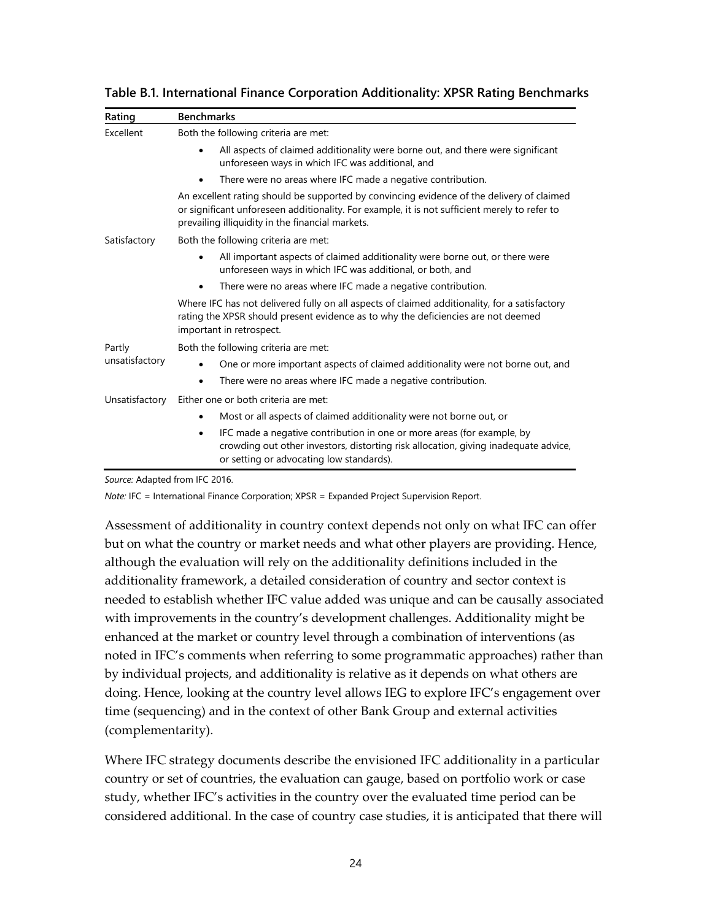**Table B.1. International Finance Corporation Additionality: XPSR Rating Benchmarks**

| Rating | Benchmarks |
|---|---|
| Excellent | Both the following criteria are met:<br>• All aspects of claimed additionality were borne out, and there were significant unforeseen ways in which IFC was additional, and<br>• There were no areas where IFC made a negative contribution.<br>An excellent rating should be supported by convincing evidence of the delivery of claimed or significant unforeseen additionality. For example, it is not sufficient merely to refer to prevailing illiquidity in the financial markets. |
| Satisfactory | Both the following criteria are met:<br>• All important aspects of claimed additionality were borne out, or there were unforeseen ways in which IFC was additional, or both, and<br>• There were no areas where IFC made a negative contribution.<br>Where IFC has not delivered fully on all aspects of claimed additionality, for a satisfactory rating the XPSR should present evidence as to why the deficiencies are not deemed important in retrospect. |
| Partly unsatisfactory | Both the following criteria are met:<br>• One or more important aspects of claimed additionality were not borne out, and<br>• There were no areas where IFC made a negative contribution. |
| Unsatisfactory | Either one or both criteria are met:<br>• Most or all aspects of claimed additionality were not borne out, or<br>• IFC made a negative contribution in one or more areas (for example, by crowding out other investors, distorting risk allocation, giving inadequate advice, or setting or advocating low standards). |

*Source:* Adapted from IFC 2016.

*Note:* IFC = International Finance Corporation; XPSR = Expanded Project Supervision Report.

Assessment of additionality in country context depends not only on what IFC can offer but on what the country or market needs and what other players are providing. Hence, although the evaluation will rely on the additionality definitions included in the additionality framework, a detailed consideration of country and sector context is needed to establish whether IFC value added was unique and can be causally associated with improvements in the country's development challenges. Additionality might be enhanced at the market or country level through a combination of interventions (as noted in IFC's comments when referring to some programmatic approaches) rather than by individual projects, and additionality is relative as it depends on what others are doing. Hence, looking at the country level allows IEG to explore IFC's engagement over time (sequencing) and in the context of other Bank Group and external activities (complementarity).

Where IFC strategy documents describe the envisioned IFC additionality in a particular country or set of countries, the evaluation can gauge, based on portfolio work or case study, whether IFC's activities in the country over the evaluated time period can be considered additional. In the case of country case studies, it is anticipated that there will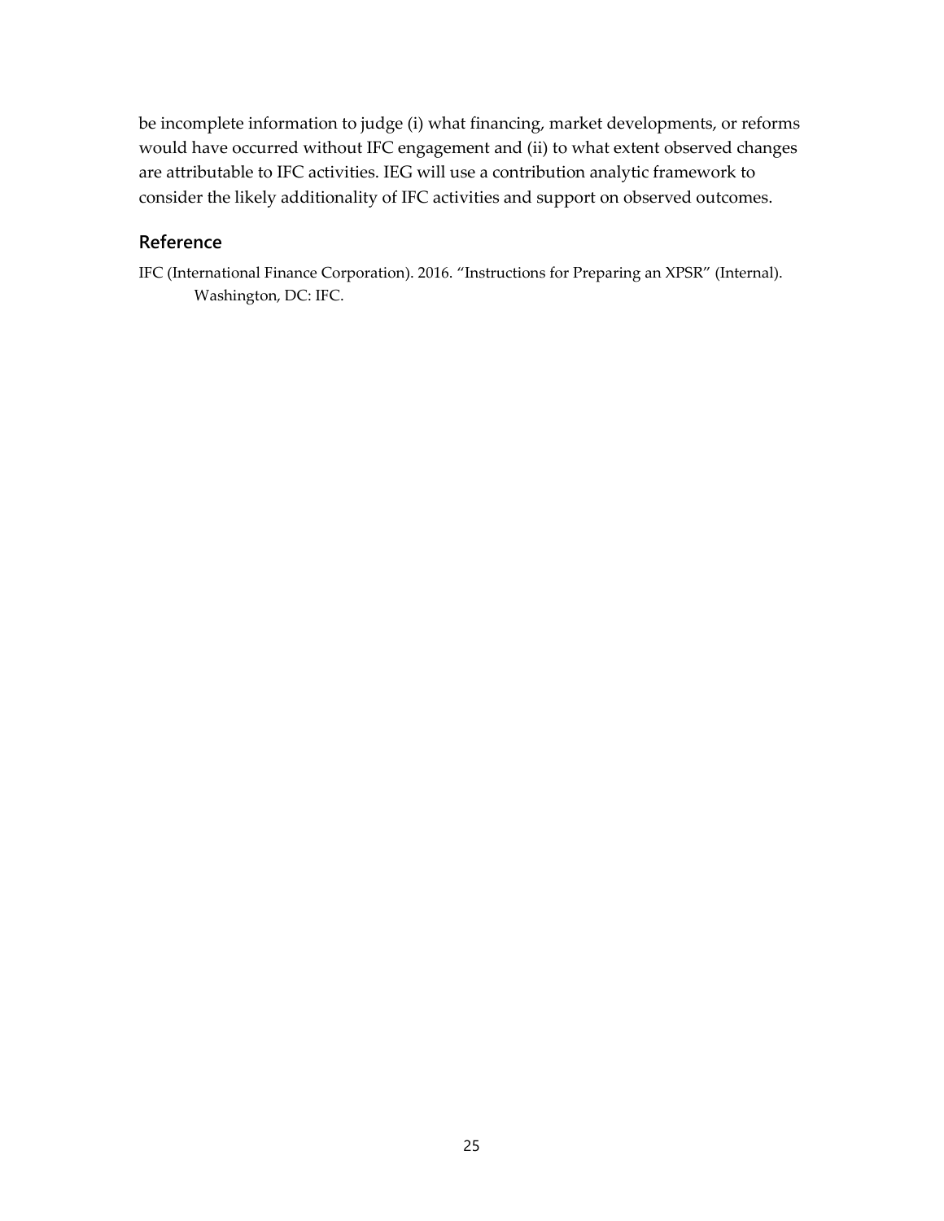be incomplete information to judge (i) what financing, market developments, or reforms would have occurred without IFC engagement and (ii) to what extent observed changes are attributable to IFC activities. IEG will use a contribution analytic framework to consider the likely additionality of IFC activities and support on observed outcomes.

## Reference

IFC (International Finance Corporation). 2016. "Instructions for Preparing an XPSR" (Internal). Washington, DC: IFC.